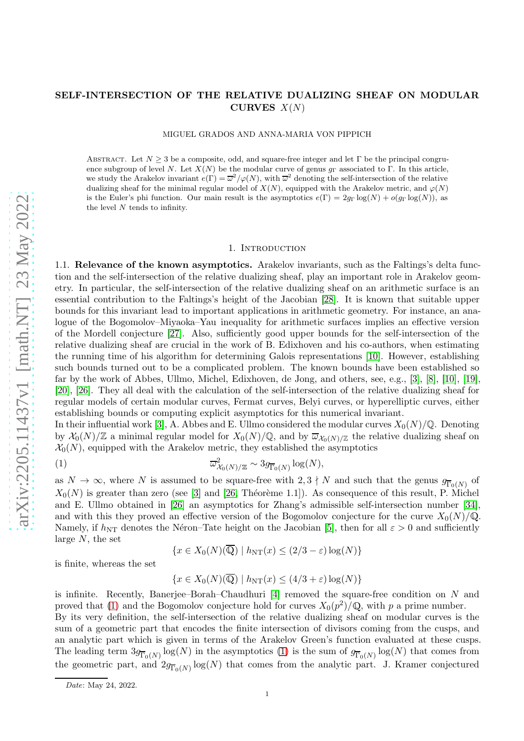# SELF-INTERSECTION OF THE RELATIVE DUALIZING SHEAF ON MODULAR CURVES $X(N)$

MIGUEL GRADOS AND ANNA-MARIA VON PIPPICH

Abstract. Let $N \geq 3$ be a composite, odd, and square-free integer and let $\Gamma$ be the principal congruence subgroup of level $N$. Let $X(N)$ be the modular curve of genus $g_\Gamma$ associated to $\Gamma$. In this article, we study the Arakelov invariant $e(\Gamma) = \overline{\omega}^2/\varphi(N)$, with $\overline{\omega}^2$ denoting the self-intersection of the relative dualizing sheaf for the minimal regular model of $X(N)$, equipped with the Arakelov metric, and $\varphi(N)$ is the Euler's phi function. Our main result is the asymptotics $e(\Gamma) = 2g_\Gamma \log(N) + o(g_\Gamma \log(N))$, as the level $N$ tends to infinity.

## 1. Introduction

**1.1. Relevance of the known asymptotics.** Arakelov invariants, such as the Faltings's delta function and the self-intersection of the relative dualizing sheaf, play an important role in Arakelov geometry. In particular, the self-intersection of the relative dualizing sheaf on an arithmetic surface is an essential contribution to the Faltings's height of the Jacobian [28]. It is known that suitable upper bounds for this invariant lead to important applications in arithmetic geometry. For instance, an analogue of the Bogomolov–Miyaoka–Yau inequality for arithmetic surfaces implies an effective version of the Mordell conjecture [27]. Also, sufficiently good upper bounds for the self-intersection of the relative dualizing sheaf are crucial in the work of B. Edixhoven and his co-authors, when estimating the running time of his algorithm for determining Galois representations [10]. However, establishing such bounds turned out to be a complicated problem. The known bounds have been established so far by the work of Abbes, Ullmo, Michel, Edixhoven, de Jong, and others, see, e.g., [3], [8], [10], [19], [20], [26]. They all deal with the calculation of the self-intersection of the relative dualizing sheaf for regular models of certain modular curves, Fermat curves, Belyi curves, or hyperelliptic curves, either establishing bounds or computing explicit asymptotics for this numerical invariant.

In their influential work [3], A. Abbes and E. Ullmo considered the modular curves $X_0(N)/\mathbb{Q}$. Denoting by $\mathcal{X}_0(N)/\mathbb{Z}$ a minimal regular model for $X_0(N)/\mathbb{Q}$, and by $\overline{\omega}_{\mathcal{X}_0(N)/\mathbb{Z}}$ the relative dualizing sheaf on $\mathcal{X}_0(N)$, equipped with the Arakelov metric, they established the asymptotics

$$\overline{\omega}^2_{\mathcal{X}_0(N)/\mathbb{Z}} \sim 3g_{\overline{\Gamma}_0(N)} \log(N), \tag{1}$$

as $N \to \infty$, where $N$ is assumed to be square-free with $2, 3 \nmid N$ and such that the genus $g_{\overline{\Gamma}_0(N)}$ of $X_0(N)$ is greater than zero (see [3] and [26, Théorème 1.1]). As consequence of this result, P. Michel and E. Ullmo obtained in [26] an asymptotics for Zhang's admissible self-intersection number [34], and with this they proved an effective version of the Bogomolov conjecture for the curve $X_0(N)/\mathbb{Q}$. Namely, if $h_{\mathrm{NT}}$ denotes the Néron–Tate height on the Jacobian [5], then for all $\varepsilon > 0$ and sufficiently large $N$, the set

$$\{x \in X_0(N)(\overline{\mathbb{Q}}) \mid h_{\mathrm{NT}}(x) \leq (2/3 - \varepsilon)\log(N)\}$$

is finite, whereas the set

$$\{x \in X_0(N)(\overline{\mathbb{Q}}) \mid h_{\mathrm{NT}}(x) \leq (4/3 + \varepsilon)\log(N)\}$$

is infinite. Recently, Banerjee–Borah–Chaudhuri [4] removed the square-free condition on $N$ and proved that (1) and the Bogomolov conjecture hold for curves $X_0(p^2)/\mathbb{Q}$, with $p$ a prime number.

By its very definition, the self-intersection of the relative dualizing sheaf on modular curves is the sum of a geometric part that encodes the finite intersection of divisors coming from the cusps, and an analytic part which is given in terms of the Arakelov Green's function evaluated at these cusps. The leading term $3g_{\overline{\Gamma}_0(N)} \log(N)$ in the asymptotics (1) is the sum of $g_{\overline{\Gamma}_0(N)} \log(N)$ that comes from the geometric part, and $2g_{\overline{\Gamma}_0(N)} \log(N)$ that comes from the analytic part. J. Kramer conjectured

*Date*: May 24, 2022.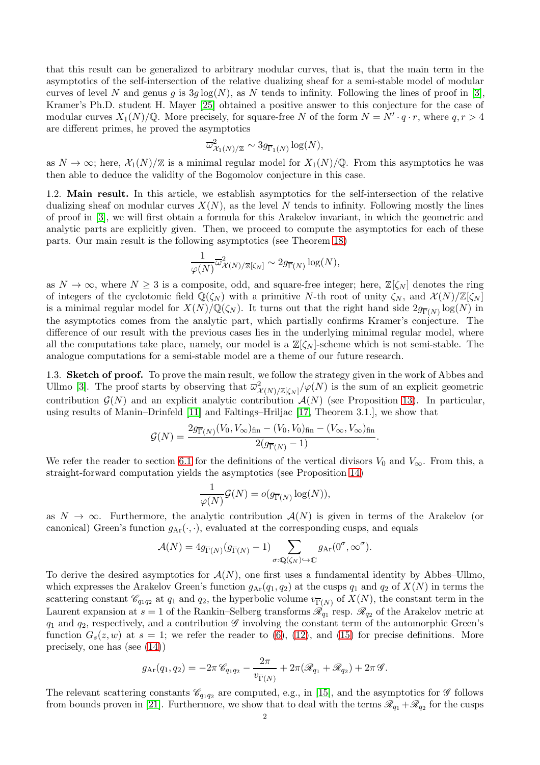that this result can be generalized to arbitrary modular curves, that is, that the main term in the asymptotics of the self-intersection of the relative dualizing sheaf for a semi-stable model of modular curves of level $N$ and genus $g$ is $3g\log(N)$, as $N$ tends to infinity. Following the lines of proof in [3], Kramer's Ph.D. student H. Mayer [25] obtained a positive answer to this conjecture for the case of modular curves $X_1(N)/\mathbb{Q}$. More precisely, for square-free $N$ of the form $N = N'\cdot q\cdot r$, where $q, r > 4$ are different primes, he proved the asymptotics

$$\overline{\omega}^2_{\mathcal{X}_1(N)/\mathbb{Z}} \sim 3g_{\overline{\Gamma}_1(N)}\log(N),$$

as $N\to\infty$; here, $\mathcal{X}_1(N)/\mathbb{Z}$ is a minimal regular model for $X_1(N)/\mathbb{Q}$. From this asymptotics he was then able to deduce the validity of the Bogomolov conjecture in this case.

1.2. **Main result.** In this article, we establish asymptotics for the self-intersection of the relative dualizing sheaf on modular curves $X(N)$, as the level $N$ tends to infinity. Following mostly the lines of proof in [3], we will first obtain a formula for this Arakelov invariant, in which the geometric and analytic parts are explicitly given. Then, we proceed to compute the asymptotics for each of these parts. Our main result is the following asymptotics (see Theorem 18)

$$\frac{1}{\varphi(N)}\overline{\omega}^2_{\mathcal{X}(N)/\mathbb{Z}[\zeta_N]} \sim 2g_{\overline{\Gamma}(N)}\log(N),$$

as $N\to\infty$, where $N\geq 3$ is a composite, odd, and square-free integer; here, $\mathbb{Z}[\zeta_N]$ denotes the ring of integers of the cyclotomic field $\mathbb{Q}(\zeta_N)$ with a primitive $N$-th root of unity $\zeta_N$, and $\mathcal{X}(N)/\mathbb{Z}[\zeta_N]$ is a minimal regular model for $X(N)/\mathbb{Q}(\zeta_N)$. It turns out that the right hand side $2g_{\overline{\Gamma}(N)}\log(N)$ in the asymptotics comes from the analytic part, which partially confirms Kramer's conjecture. The difference of our result with the previous cases lies in the underlying minimal regular model, where all the computations take place, namely, our model is a $\mathbb{Z}[\zeta_N]$-scheme which is not semi-stable. The analogue computations for a semi-stable model are a theme of our future research.

1.3. **Sketch of proof.** To prove the main result, we follow the strategy given in the work of Abbes and Ullmo [3]. The proof starts by observing that $\overline{\omega}^2_{\mathcal{X}(N)/\mathbb{Z}[\zeta_N]}/\varphi(N)$ is the sum of an explicit geometric contribution $\mathcal{G}(N)$ and an explicit analytic contribution $\mathcal{A}(N)$ (see Proposition 13). In particular, using results of Manin–Drinfeld [11] and Faltings–Hriljac [17, Theorem 3.1.], we show that

$$\mathcal{G}(N) = \frac{2g_{\overline{\Gamma}(N)}(V_0,V_\infty)_{\mathrm{fin}} - (V_0,V_0)_{\mathrm{fin}} - (V_\infty,V_\infty)_{\mathrm{fin}}}{2(g_{\overline{\Gamma}(N)}-1)}.$$

We refer the reader to section 6.1 for the definitions of the vertical divisors $V_0$ and $V_\infty$. From this, a straight-forward computation yields the asymptotics (see Proposition 14)

$$\frac{1}{\varphi(N)}\mathcal{G}(N) = o(g_{\overline{\Gamma}(N)}\log(N)),$$

as $N\to\infty$. Furthermore, the analytic contribution $\mathcal{A}(N)$ is given in terms of the Arakelov (or canonical) Green's function $g_{\mathrm{Ar}}(\cdot,\cdot)$, evaluated at the corresponding cusps, and equals

$$\mathcal{A}(N) = 4g_{\overline{\Gamma}(N)}(g_{\overline{\Gamma}(N)}-1)\sum_{\sigma:\mathbb{Q}(\zeta_N)\hookrightarrow\mathbb{C}} g_{\mathrm{Ar}}(0^\sigma,\infty^\sigma).$$

To derive the desired asymptotics for $\mathcal{A}(N)$, one first uses a fundamental identity by Abbes–Ullmo, which expresses the Arakelov Green's function $g_{\mathrm{Ar}}(q_1,q_2)$ at the cusps $q_1$ and $q_2$ of $X(N)$ in terms the scattering constant $\mathscr{C}_{q_1q_2}$ at $q_1$ and $q_2$, the hyperbolic volume $v_{\overline{\Gamma}(N)}$ of $X(N)$, the constant term in the Laurent expansion at $s=1$ of the Rankin–Selberg transforms $\mathscr{R}_{q_1}$ resp. $\mathscr{R}_{q_2}$ of the Arakelov metric at $q_1$ and $q_2$, respectively, and a contribution $\mathscr{G}$ involving the constant term of the automorphic Green's function $G_s(z,w)$ at $s=1$; we refer the reader to (6), (12), and (15) for precise definitions. More precisely, one has (see (14))

$$g_{\mathrm{Ar}}(q_1,q_2) = -2\pi\,\mathscr{C}_{q_1q_2} - \frac{2\pi}{v_{\overline{\Gamma}(N)}} + 2\pi(\mathscr{R}_{q_1}+\mathscr{R}_{q_2}) + 2\pi\,\mathscr{G}.$$

The relevant scattering constants $\mathscr{C}_{q_1q_2}$ are computed, e.g., in [15], and the asymptotics for $\mathscr{G}$ follows from bounds proven in [21]. Furthermore, we show that to deal with the terms $\mathscr{R}_{q_1}+\mathscr{R}_{q_2}$ for the cusps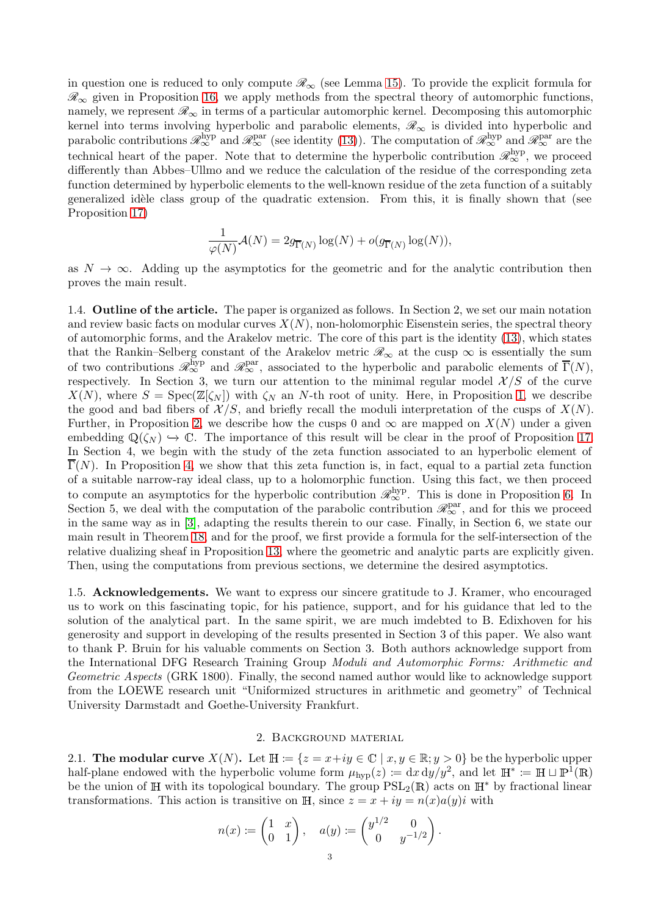in question one is reduced to only compute $\mathscr{R}_\infty$ (see Lemma 15). To provide the explicit formula for $\mathscr{R}_\infty$ given in Proposition 16, we apply methods from the spectral theory of automorphic functions, namely, we represent $\mathscr{R}_\infty$ in terms of a particular automorphic kernel. Decomposing this automorphic kernel into terms involving hyperbolic and parabolic elements, $\mathscr{R}_\infty$ is divided into hyperbolic and parabolic contributions $\mathscr{R}_\infty^{\mathrm{hyp}}$ and $\mathscr{R}_\infty^{\mathrm{par}}$ (see identity (13)). The computation of $\mathscr{R}_\infty^{\mathrm{hyp}}$ and $\mathscr{R}_\infty^{\mathrm{par}}$ are the technical heart of the paper. Note that to determine the hyperbolic contribution $\mathscr{R}_\infty^{\mathrm{hyp}}$, we proceed differently than Abbes–Ullmo and we reduce the calculation of the residue of the corresponding zeta function determined by hyperbolic elements to the well-known residue of the zeta function of a suitably generalized idèle class group of the quadratic extension. From this, it is finally shown that (see Proposition 17)

$$\frac{1}{\varphi(N)}\mathcal{A}(N) = 2g_{\overline{\Gamma}(N)}\log(N) + o(g_{\overline{\Gamma}(N)}\log(N)),$$

as $N \to \infty$. Adding up the asymptotics for the geometric and for the analytic contribution then proves the main result.

1.4. **Outline of the article.** The paper is organized as follows. In Section 2, we set our main notation and review basic facts on modular curves $X(N)$, non-holomorphic Eisenstein series, the spectral theory of automorphic forms, and the Arakelov metric. The core of this part is the identity (13), which states that the Rankin–Selberg constant of the Arakelov metric $\mathscr{R}_\infty$ at the cusp $\infty$ is essentially the sum of two contributions $\mathscr{R}_\infty^{\mathrm{hyp}}$ and $\mathscr{R}_\infty^{\mathrm{par}}$, associated to the hyperbolic and parabolic elements of $\overline{\Gamma}(N)$, respectively. In Section 3, we turn our attention to the minimal regular model $\mathcal{X}/S$ of the curve $X(N)$, where $S = \mathrm{Spec}(\mathbb{Z}[\zeta_N])$ with $\zeta_N$ an $N$-th root of unity. Here, in Proposition 1, we describe the good and bad fibers of $\mathcal{X}/S$, and briefly recall the moduli interpretation of the cusps of $X(N)$. Further, in Proposition 2, we describe how the cusps 0 and $\infty$ are mapped on $X(N)$ under a given embedding $\mathbb{Q}(\zeta_N) \hookrightarrow \mathbb{C}$. The importance of this result will be clear in the proof of Proposition 17. In Section 4, we begin with the study of the zeta function associated to an hyperbolic element of $\overline{\Gamma}(N)$. In Proposition 4, we show that this zeta function is, in fact, equal to a partial zeta function of a suitable narrow-ray ideal class, up to a holomorphic function. Using this fact, we then proceed to compute an asymptotics for the hyperbolic contribution $\mathscr{R}_\infty^{\mathrm{hyp}}$. This is done in Proposition 6. In Section 5, we deal with the computation of the parabolic contribution $\mathscr{R}_\infty^{\mathrm{par}}$, and for this we proceed in the same way as in [3], adapting the results therein to our case. Finally, in Section 6, we state our main result in Theorem 18, and for the proof, we first provide a formula for the self-intersection of the relative dualizing sheaf in Proposition 13, where the geometric and analytic parts are explicitly given. Then, using the computations from previous sections, we determine the desired asymptotics.

1.5. **Acknowledgements.** We want to express our sincere gratitude to J. Kramer, who encouraged us to work on this fascinating topic, for his patience, support, and for his guidance that led to the solution of the analytical part. In the same spirit, we are much imdebted to B. Edixhoven for his generosity and support in developing of the results presented in Section 3 of this paper. We also want to thank P. Bruin for his valuable comments on Section 3. Both authors acknowledge support from the International DFG Research Training Group *Moduli and Automorphic Forms: Arithmetic and Geometric Aspects* (GRK 1800). Finally, the second named author would like to acknowledge support from the LOEWE research unit "Uniformized structures in arithmetic and geometry" of Technical University Darmstadt and Goethe-University Frankfurt.

## 2. Background material

2.1. **The modular curve $X(N)$.** Let $\mathbb{H} := \{z = x+iy \in \mathbb{C} \mid x, y \in \mathbb{R}; y > 0\}$ be the hyperbolic upper half-plane endowed with the hyperbolic volume form $\mu_{\mathrm{hyp}}(z) := \mathrm{d}x\,\mathrm{d}y/y^2$, and let $\mathbb{H}^* := \mathbb{H} \sqcup \mathbb{P}^1(\mathbb{R})$ be the union of $\mathbb{H}$ with its topological boundary. The group $\mathrm{PSL}_2(\mathbb{R})$ acts on $\mathbb{H}^*$ by fractional linear transformations. This action is transitive on $\mathbb{H}$, since $z = x + iy = n(x)a(y)i$ with

$$n(x) := \begin{pmatrix} 1 & x \\ 0 & 1 \end{pmatrix}, \quad a(y) := \begin{pmatrix} y^{1/2} & 0 \\ 0 & y^{-1/2} \end{pmatrix}.$$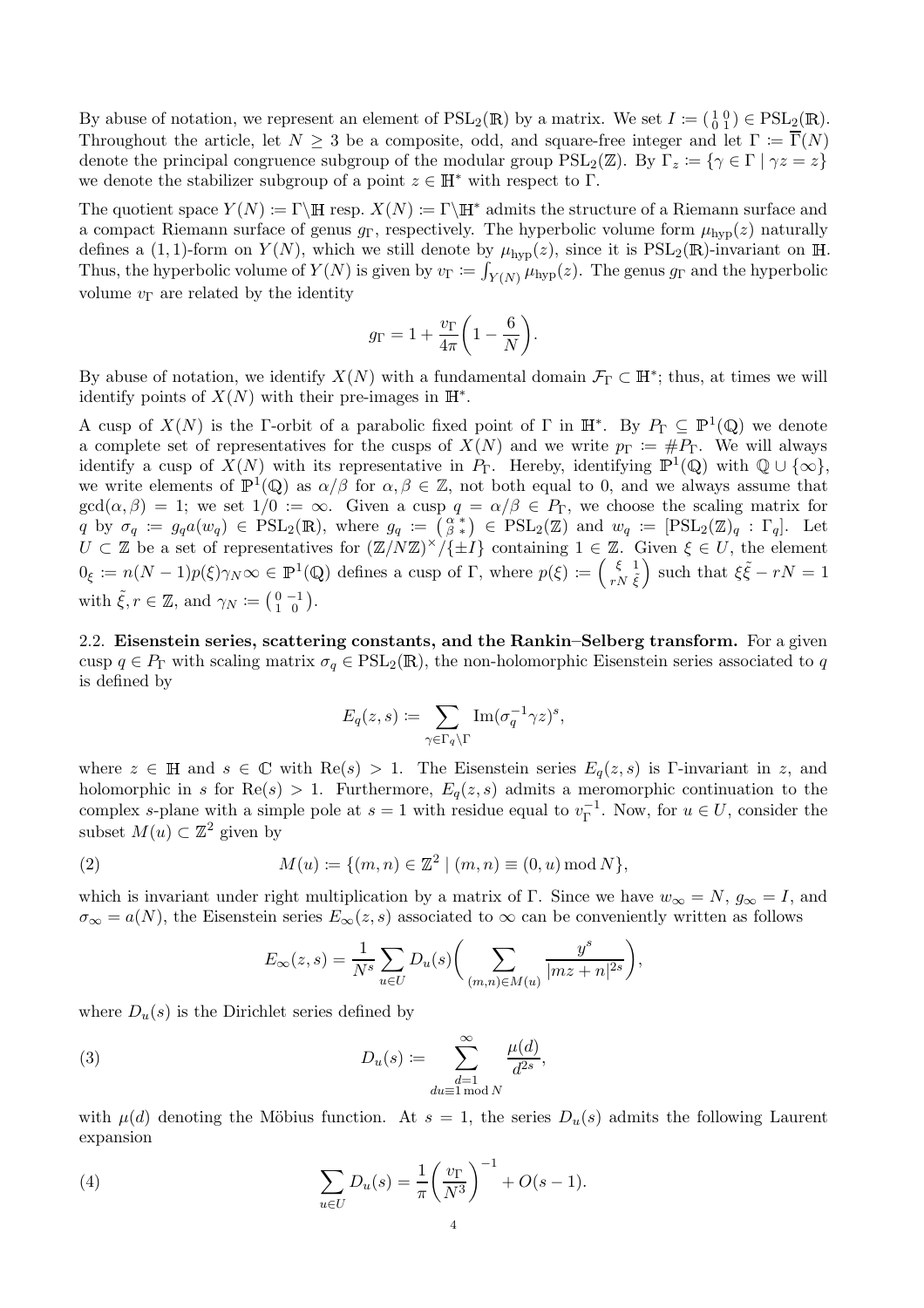By abuse of notation, we represent an element of $\mathrm{PSL}_2(\mathbb{R})$ by a matrix. We set $I := \left(\begin{smallmatrix} 1 & 0 \\ 0 & 1 \end{smallmatrix}\right) \in \mathrm{PSL}_2(\mathbb{R})$. Throughout the article, let $N \geq 3$ be a composite, odd, and square-free integer and let $\Gamma := \overline{\Gamma}(N)$ denote the principal congruence subgroup of the modular group $\mathrm{PSL}_2(\mathbb{Z})$. By $\Gamma_z := \{\gamma \in \Gamma \mid \gamma z = z\}$ we denote the stabilizer subgroup of a point $z \in \mathbb{H}^*$ with respect to $\Gamma$.

The quotient space $Y(N) := \Gamma\backslash\mathbb{H}$ resp. $X(N) := \Gamma\backslash\mathbb{H}^*$ admits the structure of a Riemann surface and a compact Riemann surface of genus $g_\Gamma$, respectively. The hyperbolic volume form $\mu_{\mathrm{hyp}}(z)$ naturally defines a $(1,1)$-form on $Y(N)$, which we still denote by $\mu_{\mathrm{hyp}}(z)$, since it is $\mathrm{PSL}_2(\mathbb{R})$-invariant on $\mathbb{H}$. Thus, the hyperbolic volume of $Y(N)$ is given by $v_\Gamma := \int_{Y(N)} \mu_{\mathrm{hyp}}(z)$. The genus $g_\Gamma$ and the hyperbolic volume $v_\Gamma$ are related by the identity

$$g_\Gamma = 1 + \frac{v_\Gamma}{4\pi}\bigg(1 - \frac{6}{N}\bigg).$$

By abuse of notation, we identify $X(N)$ with a fundamental domain $\mathcal{F}_\Gamma \subset \mathbb{H}^*$; thus, at times we will identify points of $X(N)$ with their pre-images in $\mathbb{H}^*$.

A cusp of $X(N)$ is the $\Gamma$-orbit of a parabolic fixed point of $\Gamma$ in $\mathbb{H}^*$. By $P_\Gamma \subseteq \mathbb{P}^1(\mathbb{Q})$ we denote a complete set of representatives for the cusps of $X(N)$ and we write $p_\Gamma := \# P_\Gamma$. We will always identify a cusp of $X(N)$ with its representative in $P_\Gamma$. Hereby, identifying $\mathbb{P}^1(\mathbb{Q})$ with $\mathbb{Q} \cup \{\infty\}$, we write elements of $\mathbb{P}^1(\mathbb{Q})$ as $\alpha/\beta$ for $\alpha, \beta \in \mathbb{Z}$, not both equal to 0, and we always assume that $\gcd(\alpha,\beta) = 1$; we set $1/0 := \infty$. Given a cusp $q = \alpha/\beta \in P_\Gamma$, we choose the scaling matrix for $q$ by $\sigma_q := g_q a(w_q) \in \mathrm{PSL}_2(\mathbb{R})$, where $g_q := \left(\begin{smallmatrix} \alpha & * \\ \beta & * \end{smallmatrix}\right) \in \mathrm{PSL}_2(\mathbb{Z})$ and $w_q := [\mathrm{PSL}_2(\mathbb{Z})_q : \Gamma_q]$. Let $U \subset \mathbb{Z}$ be a set of representatives for $(\mathbb{Z}/N\mathbb{Z})^\times/\{\pm I\}$ containing $1 \in \mathbb{Z}$. Given $\xi \in U$, the element $0_\xi := n(N-1)p(\xi)\gamma_N\infty \in \mathbb{P}^1(\mathbb{Q})$ defines a cusp of $\Gamma$, where $p(\xi) := \left(\begin{smallmatrix} \xi & 1 \\ rN & \tilde{\xi} \end{smallmatrix}\right)$ such that $\xi\tilde{\xi} - rN = 1$ with $\tilde{\xi}, r \in \mathbb{Z}$, and $\gamma_N := \left(\begin{smallmatrix} 0 & -1 \\ 1 & 0 \end{smallmatrix}\right)$.

**2.2. Eisenstein series, scattering constants, and the Rankin–Selberg transform.** For a given cusp $q \in P_\Gamma$ with scaling matrix $\sigma_q \in \mathrm{PSL}_2(\mathbb{R})$, the non-holomorphic Eisenstein series associated to $q$ is defined by

$$E_q(z,s) := \sum_{\gamma \in \Gamma_q \backslash \Gamma} \mathrm{Im}(\sigma_q^{-1}\gamma z)^s,$$

where $z \in \mathbb{H}$ and $s \in \mathbb{C}$ with $\mathrm{Re}(s) > 1$. The Eisenstein series $E_q(z,s)$ is $\Gamma$-invariant in $z$, and holomorphic in $s$ for $\mathrm{Re}(s) > 1$. Furthermore, $E_q(z,s)$ admits a meromorphic continuation to the complex $s$-plane with a simple pole at $s = 1$ with residue equal to $v_\Gamma^{-1}$. Now, for $u \in U$, consider the subset $M(u) \subset \mathbb{Z}^2$ given by

$$M(u) := \{(m,n) \in \mathbb{Z}^2 \mid (m,n) \equiv (0,u) \bmod N\}, \tag{2}$$

which is invariant under right multiplication by a matrix of $\Gamma$. Since we have $w_\infty = N$, $g_\infty = I$, and $\sigma_\infty = a(N)$, the Eisenstein series $E_\infty(z,s)$ associated to $\infty$ can be conveniently written as follows

$$E_\infty(z,s) = \frac{1}{N^s}\sum_{u \in U} D_u(s)\bigg(\sum_{(m,n)\in M(u)} \frac{y^s}{|mz+n|^{2s}}\bigg),$$

where $D_u(s)$ is the Dirichlet series defined by

$$D_u(s) := \sum_{\substack{d=1 \\ du \equiv 1 \bmod N}}^{\infty} \frac{\mu(d)}{d^{2s}}, \tag{3}$$

with $\mu(d)$ denoting the Möbius function. At $s = 1$, the series $D_u(s)$ admits the following Laurent expansion

$$\sum_{u \in U} D_u(s) = \frac{1}{\pi}\bigg(\frac{v_\Gamma}{N^3}\bigg)^{-1} + O(s-1). \tag{4}$$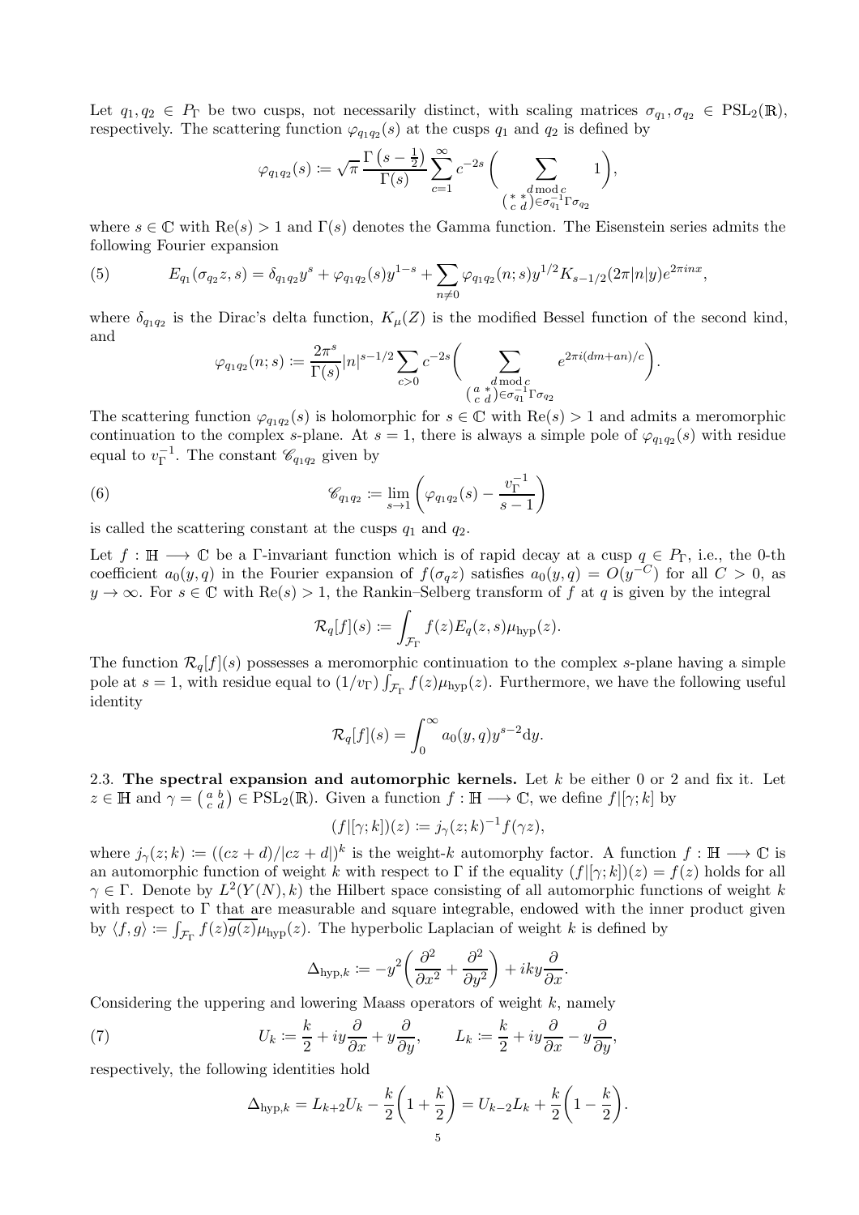Let $q_1, q_2 \in P_\Gamma$ be two cusps, not necessarily distinct, with scaling matrices $\sigma_{q_1}, \sigma_{q_2} \in \mathrm{PSL}_2(\mathbb{R})$, respectively. The scattering function $\varphi_{q_1 q_2}(s)$ at the cusps $q_1$ and $q_2$ is defined by

$$\varphi_{q_1q_2}(s) \coloneqq \sqrt{\pi}\,\frac{\Gamma\left(s-\frac{1}{2}\right)}{\Gamma(s)} \sum_{c=1}^{\infty} c^{-2s} \Bigg( \sum_{\substack{d \bmod c \\ \left(\begin{smallmatrix} * & * \\ c & d \end{smallmatrix}\right) \in \sigma_{q_1}^{-1}\Gamma\sigma_{q_2}}} 1 \Bigg),$$

where $s \in \mathbb{C}$ with $\mathrm{Re}(s) > 1$ and $\Gamma(s)$ denotes the Gamma function. The Eisenstein series admits the following Fourier expansion

$$E_{q_1}(\sigma_{q_2} z, s) = \delta_{q_1q_2} y^s + \varphi_{q_1q_2}(s) y^{1-s} + \sum_{n \neq 0} \varphi_{q_1q_2}(n; s) y^{1/2} K_{s-1/2}(2\pi|n|y) e^{2\pi i n x}, \tag{5}$$

where $\delta_{q_1q_2}$ is the Dirac's delta function, $K_\mu(Z)$ is the modified Bessel function of the second kind, and

$$\varphi_{q_1q_2}(n;s) \coloneqq \frac{2\pi^s}{\Gamma(s)} |n|^{s-1/2} \sum_{c>0} c^{-2s} \Bigg( \sum_{\substack{d \bmod c \\ \left(\begin{smallmatrix} a & * \\ c & d \end{smallmatrix}\right) \in \sigma_{q_1}^{-1}\Gamma\sigma_{q_2}}} e^{2\pi i (dm+an)/c} \Bigg).$$

The scattering function $\varphi_{q_1q_2}(s)$ is holomorphic for $s \in \mathbb{C}$ with $\mathrm{Re}(s) > 1$ and admits a meromorphic continuation to the complex $s$-plane. At $s = 1$, there is always a simple pole of $\varphi_{q_1q_2}(s)$ with residue equal to $v_\Gamma^{-1}$. The constant $\mathscr{C}_{q_1q_2}$ given by

$$\mathscr{C}_{q_1q_2} \coloneqq \lim_{s \to 1} \left( \varphi_{q_1q_2}(s) - \frac{v_\Gamma^{-1}}{s-1} \right) \tag{6}$$

is called the scattering constant at the cusps $q_1$ and $q_2$.

Let $f : \mathbb{H} \longrightarrow \mathbb{C}$ be a $\Gamma$-invariant function which is of rapid decay at a cusp $q \in P_\Gamma$, i.e., the 0-th coefficient $a_0(y, q)$ in the Fourier expansion of $f(\sigma_q z)$ satisfies $a_0(y, q) = O(y^{-C})$ for all $C > 0$, as $y \to \infty$. For $s \in \mathbb{C}$ with $\mathrm{Re}(s) > 1$, the Rankin–Selberg transform of $f$ at $q$ is given by the integral

$$\mathcal{R}_q[f](s) \coloneqq \int_{\mathcal{F}_\Gamma} f(z) E_q(z, s) \mu_{\mathrm{hyp}}(z).$$

The function $\mathcal{R}_q[f](s)$ possesses a meromorphic continuation to the complex $s$-plane having a simple pole at $s = 1$, with residue equal to $(1/v_\Gamma) \int_{\mathcal{F}_\Gamma} f(z) \mu_{\mathrm{hyp}}(z)$. Furthermore, we have the following useful identity

$$\mathcal{R}_q[f](s) = \int_0^\infty a_0(y, q) y^{s-2} \mathrm{d}y.$$

2.3. **The spectral expansion and automorphic kernels.** Let $k$ be either 0 or 2 and fix it. Let $z \in \mathbb{H}$ and $\gamma = \left(\begin{smallmatrix} a & b \\ c & d \end{smallmatrix}\right) \in \mathrm{PSL}_2(\mathbb{R})$. Given a function $f : \mathbb{H} \longrightarrow \mathbb{C}$, we define $f|[\gamma; k]$ by

$$(f|[\gamma;k])(z) \coloneqq j_\gamma(z;k)^{-1} f(\gamma z),$$

where $j_\gamma(z;k) \coloneqq ((cz+d)/|cz+d|)^k$ is the weight-$k$ automorphy factor. A function $f : \mathbb{H} \longrightarrow \mathbb{C}$ is an automorphic function of weight $k$ with respect to $\Gamma$ if the equality $(f|[\gamma;k])(z) = f(z)$ holds for all $\gamma \in \Gamma$. Denote by $L^2(Y(N), k)$ the Hilbert space consisting of all automorphic functions of weight $k$ with respect to $\Gamma$ that are measurable and square integrable, endowed with the inner product given by $\langle f, g \rangle \coloneqq \int_{\mathcal{F}_\Gamma} f(z) \overline{g(z)} \mu_{\mathrm{hyp}}(z)$. The hyperbolic Laplacian of weight $k$ is defined by

$$\Delta_{\mathrm{hyp},k} \coloneqq -y^2 \left( \frac{\partial^2}{\partial x^2} + \frac{\partial^2}{\partial y^2} \right) + iky \frac{\partial}{\partial x}.$$

Considering the uppering and lowering Maass operators of weight $k$, namely

$$U_k \coloneqq \frac{k}{2} + iy\frac{\partial}{\partial x} + y\frac{\partial}{\partial y}, \qquad L_k \coloneqq \frac{k}{2} + iy\frac{\partial}{\partial x} - y\frac{\partial}{\partial y}, \tag{7}$$

respectively, the following identities hold

$$\Delta_{\mathrm{hyp},k} = L_{k+2} U_k - \frac{k}{2}\left(1 + \frac{k}{2}\right) = U_{k-2} L_k + \frac{k}{2}\left(1 - \frac{k}{2}\right).$$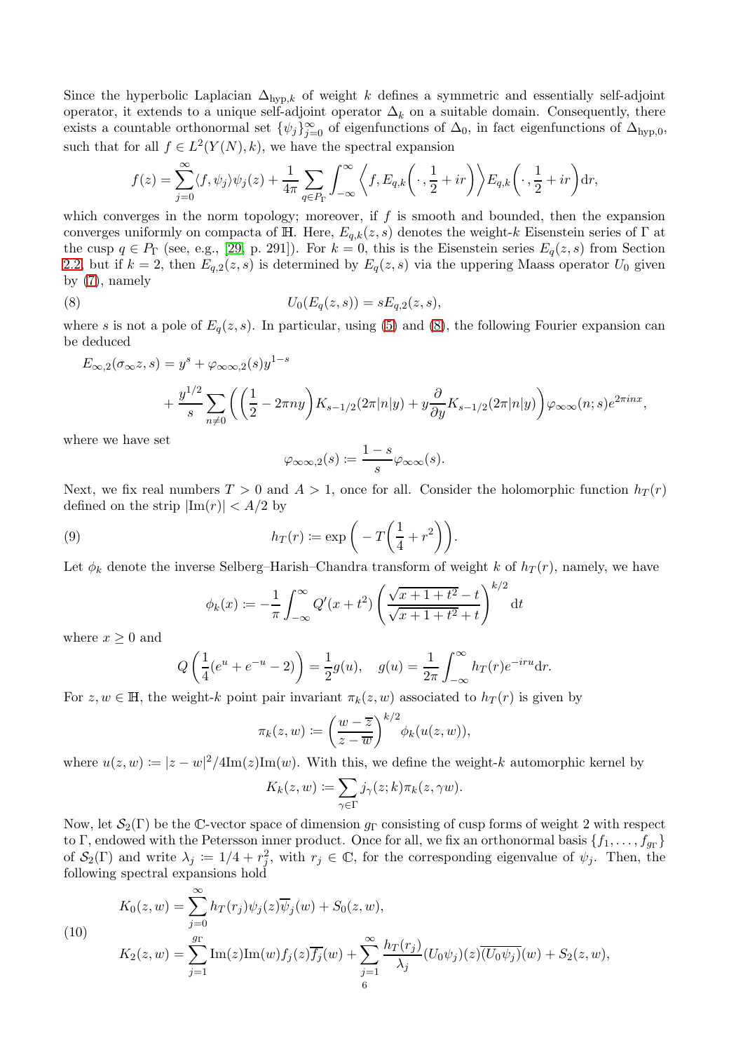Since the hyperbolic Laplacian $\Delta_{\mathrm{hyp},k}$ of weight $k$ defines a symmetric and essentially self-adjoint operator, it extends to a unique self-adjoint operator $\Delta_k$ on a suitable domain. Consequently, there exists a countable orthonormal set $\{\psi_j\}_{j=0}^{\infty}$ of eigenfunctions of $\Delta_0$, in fact eigenfunctions of $\Delta_{\mathrm{hyp},0}$, such that for all $f \in L^2(Y(N), k)$, we have the spectral expansion

$$f(z) = \sum_{j=0}^{\infty} \langle f, \psi_j \rangle \psi_j(z) + \frac{1}{4\pi} \sum_{q \in P_\Gamma} \int_{-\infty}^{\infty} \left\langle f, E_{q,k}\left(\cdot, \frac{1}{2} + ir\right) \right\rangle E_{q,k}\left(\cdot, \frac{1}{2} + ir\right) \mathrm{d}r,$$

which converges in the norm topology; moreover, if $f$ is smooth and bounded, then the expansion converges uniformly on compacta of $\mathbb{H}$. Here, $E_{q,k}(z, s)$ denotes the weight-$k$ Eisenstein series of $\Gamma$ at the cusp $q \in P_\Gamma$ (see, e.g., [29, p. 291]). For $k = 0$, this is the Eisenstein series $E_q(z, s)$ from Section 2.2, but if $k = 2$, then $E_{q,2}(z, s)$ is determined by $E_q(z, s)$ via the uppering Maass operator $U_0$ given by (7), namely

$$U_0(E_q(z, s)) = sE_{q,2}(z, s), \tag{8}$$

where $s$ is not a pole of $E_q(z, s)$. In particular, using (5) and (8), the following Fourier expansion can be deduced

$$\begin{aligned} E_{\infty,2}(\sigma_\infty z, s) &= y^s + \varphi_{\infty\infty,2}(s) y^{1-s} \\ &+ \frac{y^{1/2}}{s} \sum_{n \neq 0} \left( \left( \frac{1}{2} - 2\pi n y \right) K_{s-1/2}(2\pi |n| y) + y \frac{\partial}{\partial y} K_{s-1/2}(2\pi |n| y) \right) \varphi_{\infty\infty}(n; s) e^{2\pi i n x}, \end{aligned}$$

where we have set

$$\varphi_{\infty\infty,2}(s) := \frac{1-s}{s} \varphi_{\infty\infty}(s).$$

Next, we fix real numbers $T > 0$ and $A > 1$, once for all. Consider the holomorphic function $h_T(r)$ defined on the strip $|\mathrm{Im}(r)| < A/2$ by

$$h_T(r) := \exp\left( -T\left( \frac{1}{4} + r^2 \right) \right). \tag{9}$$

Let $\phi_k$ denote the inverse Selberg–Harish–Chandra transform of weight $k$ of $h_T(r)$, namely, we have

$$\phi_k(x) := -\frac{1}{\pi} \int_{-\infty}^{\infty} Q'(x + t^2) \left( \frac{\sqrt{x + 1 + t^2} - t}{\sqrt{x + 1 + t^2} + t} \right)^{k/2} \mathrm{d}t$$

where $x \geq 0$ and

$$Q\left( \frac{1}{4}(e^u + e^{-u} - 2) \right) = \frac{1}{2} g(u), \quad g(u) = \frac{1}{2\pi} \int_{-\infty}^{\infty} h_T(r) e^{-iru} \mathrm{d}r.$$

For $z, w \in \mathbb{H}$, the weight-$k$ point pair invariant $\pi_k(z, w)$ associated to $h_T(r)$ is given by

$$\pi_k(z, w) := \left( \frac{w - \overline{z}}{z - \overline{w}} \right)^{k/2} \phi_k(u(z, w)),$$

where $u(z, w) := |z - w|^2 / 4\mathrm{Im}(z)\mathrm{Im}(w)$. With this, we define the weight-$k$ automorphic kernel by

$$K_k(z, w) := \sum_{\gamma \in \Gamma} j_\gamma(z; k) \pi_k(z, \gamma w).$$

Now, let $\mathcal{S}_2(\Gamma)$ be the $\mathbb{C}$-vector space of dimension $g_\Gamma$ consisting of cusp forms of weight 2 with respect to $\Gamma$, endowed with the Petersson inner product. Once for all, we fix an orthonormal basis $\{f_1, \ldots, f_{g_\Gamma}\}$ of $\mathcal{S}_2(\Gamma)$ and write $\lambda_j := 1/4 + r_j^2$, with $r_j \in \mathbb{C}$, for the corresponding eigenvalue of $\psi_j$. Then, the following spectral expansions hold

$$\begin{aligned} K_0(z, w) &= \sum_{j=0}^{\infty} h_T(r_j) \psi_j(z) \overline{\psi}_j(w) + S_0(z, w), \\ K_2(z, w) &= \sum_{j=1}^{g_\Gamma} \mathrm{Im}(z)\mathrm{Im}(w) f_j(z) \overline{f_j}(w) + \sum_{j=1}^{\infty} \frac{h_T(r_j)}{\lambda_j} (U_0\psi_j)(z) \overline{(U_0\psi_j)}(w) + S_2(z, w), \end{aligned} \tag{10}$$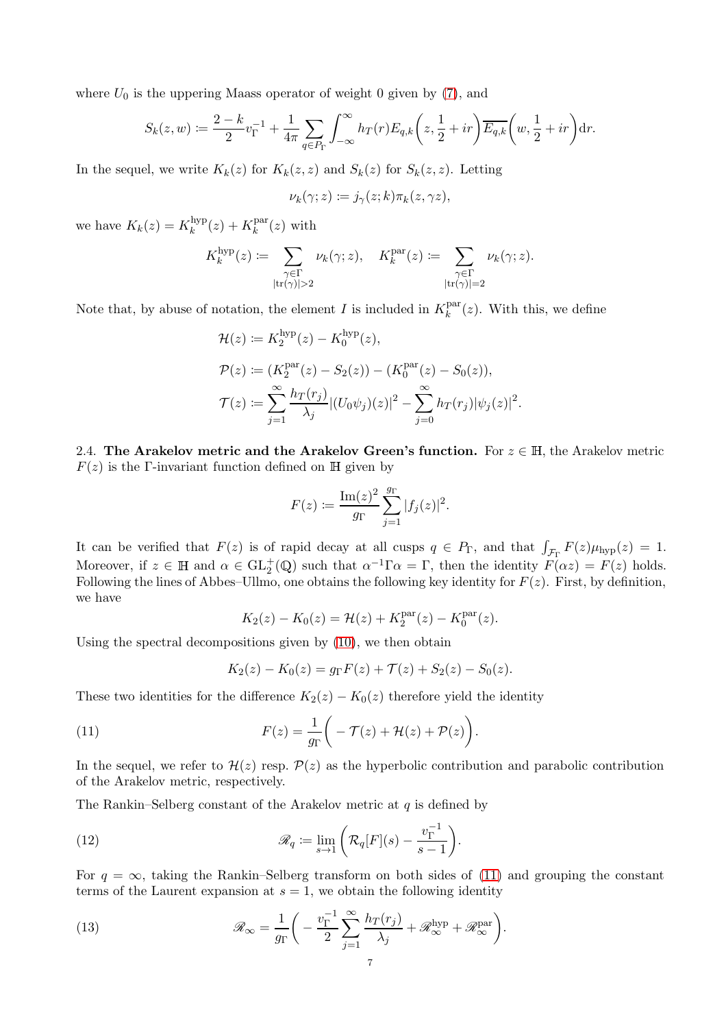where $U_0$ is the uppering Maass operator of weight 0 given by (7), and

$$S_k(z,w) \coloneqq \frac{2-k}{2}v_\Gamma^{-1} + \frac{1}{4\pi}\sum_{q\in P_\Gamma}\int_{-\infty}^{\infty} h_T(r) E_{q,k}\bigg(z,\frac{1}{2}+ir\bigg)\overline{E_{q,k}}\bigg(w,\frac{1}{2}+ir\bigg)\mathrm{d}r.$$

In the sequel, we write $K_k(z)$ for $K_k(z,z)$ and $S_k(z)$ for $S_k(z,z)$. Letting

$$\nu_k(\gamma;z) \coloneqq j_\gamma(z;k)\pi_k(z,\gamma z),$$

we have $K_k(z) = K_k^{\mathrm{hyp}}(z) + K_k^{\mathrm{par}}(z)$ with

$$K_k^{\mathrm{hyp}}(z) \coloneqq \sum_{\substack{\gamma\in\Gamma\\ |\mathrm{tr}(\gamma)|>2}} \nu_k(\gamma;z), \quad K_k^{\mathrm{par}}(z) \coloneqq \sum_{\substack{\gamma\in\Gamma\\ |\mathrm{tr}(\gamma)|=2}} \nu_k(\gamma;z).$$

Note that, by abuse of notation, the element $I$ is included in $K_k^{\mathrm{par}}(z)$. With this, we define

$$\begin{aligned}
\mathcal{H}(z) &\coloneqq K_2^{\mathrm{hyp}}(z) - K_0^{\mathrm{hyp}}(z),\\
\mathcal{P}(z) &\coloneqq (K_2^{\mathrm{par}}(z) - S_2(z)) - (K_0^{\mathrm{par}}(z) - S_0(z)),\\
\mathcal{T}(z) &\coloneqq \sum_{j=1}^{\infty}\frac{h_T(r_j)}{\lambda_j}|(U_0\psi_j)(z)|^2 - \sum_{j=0}^{\infty} h_T(r_j)|\psi_j(z)|^2.
\end{aligned}$$

2.4. **The Arakelov metric and the Arakelov Green's function.** For $z\in\mathbb{H}$, the Arakelov metric $F(z)$ is the $\Gamma$-invariant function defined on $\mathbb{H}$ given by

$$F(z) \coloneqq \frac{\mathrm{Im}(z)^2}{g_\Gamma}\sum_{j=1}^{g_\Gamma}|f_j(z)|^2.$$

It can be verified that $F(z)$ is of rapid decay at all cusps $q\in P_\Gamma$, and that $\int_{\mathcal{F}_\Gamma} F(z)\mu_{\mathrm{hyp}}(z) = 1$. Moreover, if $z\in\mathbb{H}$ and $\alpha\in\mathrm{GL}_2^+(\mathbb{Q})$ such that $\alpha^{-1}\Gamma\alpha = \Gamma$, then the identity $F(\alpha z) = F(z)$ holds. Following the lines of Abbes–Ullmo, one obtains the following key identity for $F(z)$. First, by definition, we have

$$K_2(z) - K_0(z) = \mathcal{H}(z) + K_2^{\mathrm{par}}(z) - K_0^{\mathrm{par}}(z).$$

Using the spectral decompositions given by (10), we then obtain

$$K_2(z) - K_0(z) = g_\Gamma F(z) + \mathcal{T}(z) + S_2(z) - S_0(z).$$

These two identities for the difference $K_2(z) - K_0(z)$ therefore yield the identity

$$F(z) = \frac{1}{g_\Gamma}\bigg(-\mathcal{T}(z) + \mathcal{H}(z) + \mathcal{P}(z)\bigg). \tag{11}$$

In the sequel, we refer to $\mathcal{H}(z)$ resp. $\mathcal{P}(z)$ as the hyperbolic contribution and parabolic contribution of the Arakelov metric, respectively.

The Rankin–Selberg constant of the Arakelov metric at $q$ is defined by

$$\mathscr{R}_q \coloneqq \lim_{s\to 1}\bigg(\mathcal{R}_q[F](s) - \frac{v_\Gamma^{-1}}{s-1}\bigg). \tag{12}$$

For $q=\infty$, taking the Rankin–Selberg transform on both sides of (11) and grouping the constant terms of the Laurent expansion at $s=1$, we obtain the following identity

$$\mathscr{R}_\infty = \frac{1}{g_\Gamma}\bigg(-\frac{v_\Gamma^{-1}}{2}\sum_{j=1}^{\infty}\frac{h_T(r_j)}{\lambda_j} + \mathscr{R}_\infty^{\mathrm{hyp}} + \mathscr{R}_\infty^{\mathrm{par}}\bigg). \tag{13}$$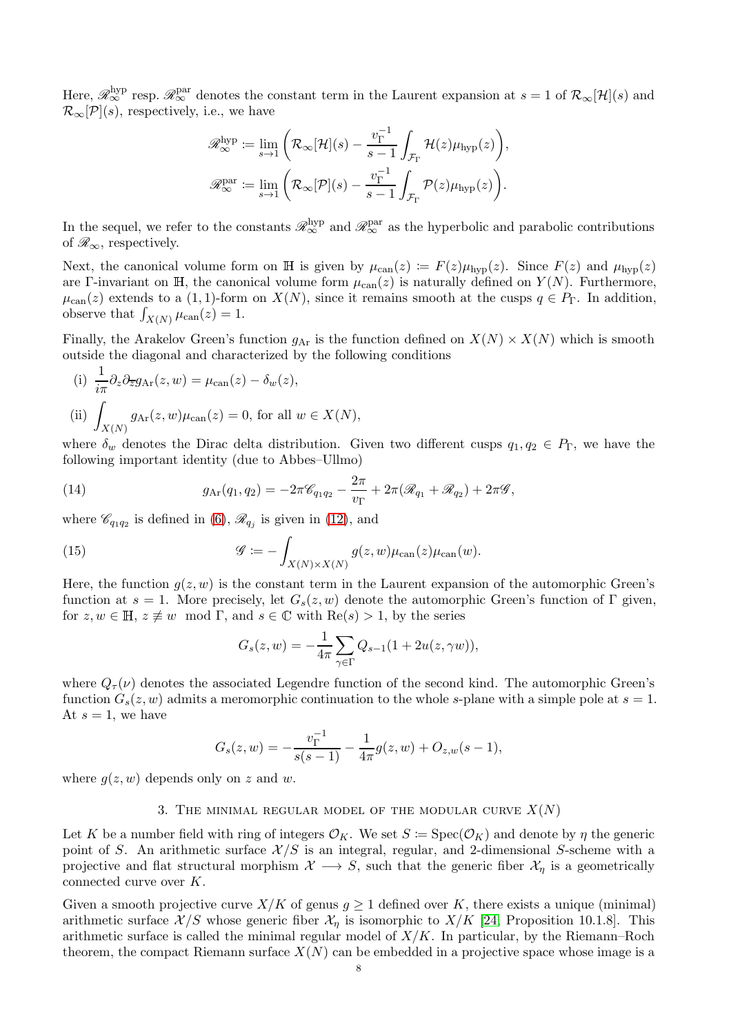Here, $\mathscr{R}_\infty^{\rm hyp}$ resp. $\mathscr{R}_\infty^{\rm par}$ denotes the constant term in the Laurent expansion at $s=1$ of $\mathcal{R}_\infty[\mathcal{H}](s)$ and $\mathcal{R}_\infty[\mathcal{P}](s)$, respectively, i.e., we have

$$\mathscr{R}_\infty^{\rm hyp} := \lim_{s\to 1}\bigg(\mathcal{R}_\infty[\mathcal{H}](s) - \frac{v_\Gamma^{-1}}{s-1}\int_{\mathcal{F}_\Gamma}\mathcal{H}(z)\mu_{\rm hyp}(z)\bigg),$$

$$\mathscr{R}_\infty^{\rm par} := \lim_{s\to 1}\bigg(\mathcal{R}_\infty[\mathcal{P}](s) - \frac{v_\Gamma^{-1}}{s-1}\int_{\mathcal{F}_\Gamma}\mathcal{P}(z)\mu_{\rm hyp}(z)\bigg).$$

In the sequel, we refer to the constants $\mathscr{R}_\infty^{\rm hyp}$ and $\mathscr{R}_\infty^{\rm par}$ as the hyperbolic and parabolic contributions of $\mathscr{R}_\infty$, respectively.

Next, the canonical volume form on $\mathbb{H}$ is given by $\mu_{\rm can}(z) := F(z)\mu_{\rm hyp}(z)$. Since $F(z)$ and $\mu_{\rm hyp}(z)$ are $\Gamma$-invariant on $\mathbb{H}$, the canonical volume form $\mu_{\rm can}(z)$ is naturally defined on $Y(N)$. Furthermore, $\mu_{\rm can}(z)$ extends to a $(1,1)$-form on $X(N)$, since it remains smooth at the cusps $q\in P_\Gamma$. In addition, observe that $\int_{X(N)}\mu_{\rm can}(z)=1$.

Finally, the Arakelov Green's function $g_{\rm Ar}$ is the function defined on $X(N)\times X(N)$ which is smooth outside the diagonal and characterized by the following conditions

(i) $\dfrac{1}{i\pi}\partial_z\partial_{\overline{z}}g_{\rm Ar}(z,w) = \mu_{\rm can}(z)-\delta_w(z)$,

(ii) $\displaystyle\int_{X(N)} g_{\rm Ar}(z,w)\mu_{\rm can}(z) = 0$, for all $w\in X(N)$,

where $\delta_w$ denotes the Dirac delta distribution. Given two different cusps $q_1,q_2\in P_\Gamma$, we have the following important identity (due to Abbes–Ullmo)

$$g_{\rm Ar}(q_1,q_2) = -2\pi\mathscr{C}_{q_1q_2} - \frac{2\pi}{v_\Gamma} + 2\pi(\mathscr{R}_{q_1}+\mathscr{R}_{q_2}) + 2\pi\mathscr{G}, \tag{14}$$

where $\mathscr{C}_{q_1q_2}$ is defined in (6), $\mathscr{R}_{q_j}$ is given in (12), and

$$\mathscr{G} := -\int_{X(N)\times X(N)} g(z,w)\mu_{\rm can}(z)\mu_{\rm can}(w). \tag{15}$$

Here, the function $g(z,w)$ is the constant term in the Laurent expansion of the automorphic Green's function at $s=1$. More precisely, let $G_s(z,w)$ denote the automorphic Green's function of $\Gamma$ given, for $z,w\in\mathbb{H}$, $z\not\equiv w \mod \Gamma$, and $s\in\mathbb{C}$ with $\mathrm{Re}(s)>1$, by the series

$$G_s(z,w) = -\frac{1}{4\pi}\sum_{\gamma\in\Gamma} Q_{s-1}(1+2u(z,\gamma w)),$$

where $Q_\tau(\nu)$ denotes the associated Legendre function of the second kind. The automorphic Green's function $G_s(z,w)$ admits a meromorphic continuation to the whole $s$-plane with a simple pole at $s=1$. At $s=1$, we have

$$G_s(z,w) = -\frac{v_\Gamma^{-1}}{s(s-1)} - \frac{1}{4\pi}g(z,w) + O_{z,w}(s-1),$$

where $g(z,w)$ depends only on $z$ and $w$.

## 3. The minimal regular model of the modular curve $X(N)$

Let $K$ be a number field with ring of integers $\mathcal{O}_K$. We set $S := \mathrm{Spec}(\mathcal{O}_K)$ and denote by $\eta$ the generic point of $S$. An arithmetic surface $\mathcal{X}/S$ is an integral, regular, and 2-dimensional $S$-scheme with a projective and flat structural morphism $\mathcal{X}\longrightarrow S$, such that the generic fiber $\mathcal{X}_\eta$ is a geometrically connected curve over $K$.

Given a smooth projective curve $X/K$ of genus $g\geq 1$ defined over $K$, there exists a unique (minimal) arithmetic surface $\mathcal{X}/S$ whose generic fiber $\mathcal{X}_\eta$ is isomorphic to $X/K$ [24, Proposition 10.1.8]. This arithmetic surface is called the minimal regular model of $X/K$. In particular, by the Riemann–Roch theorem, the compact Riemann surface $X(N)$ can be embedded in a projective space whose image is a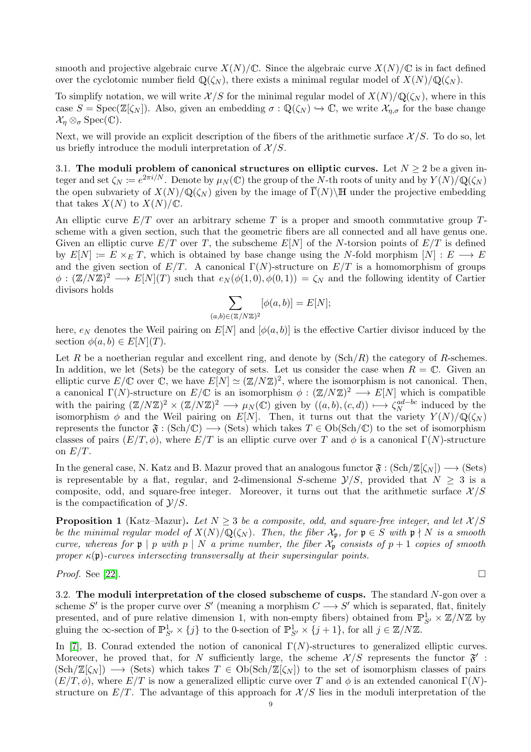smooth and projective algebraic curve $X(N)/\mathbb{C}$. Since the algebraic curve $X(N)/\mathbb{C}$ is in fact defined over the cyclotomic number field $\mathbb{Q}(\zeta_N)$, there exists a minimal regular model of $X(N)/\mathbb{Q}(\zeta_N)$.

To simplify notation, we will write $\mathcal{X}/S$ for the minimal regular model of $X(N)/\mathbb{Q}(\zeta_N)$, where in this case $S = \operatorname{Spec}(\mathbb{Z}[\zeta_N])$. Also, given an embedding $\sigma : \mathbb{Q}(\zeta_N) \hookrightarrow \mathbb{C}$, we write $\mathcal{X}_{\eta,\sigma}$ for the base change $\mathcal{X}_\eta \otimes_\sigma \operatorname{Spec}(\mathbb{C})$.

Next, we will provide an explicit description of the fibers of the arithmetic surface $\mathcal{X}/S$. To do so, let us briefly introduce the moduli interpretation of $\mathcal{X}/S$.

**3.1. The moduli problem of canonical structures on elliptic curves.** Let $N \geq 2$ be a given integer and set $\zeta_N := e^{2\pi i/N}$. Denote by $\mu_N(\mathbb{C})$ the group of the $N$-th roots of unity and by $Y(N)/\mathbb{Q}(\zeta_N)$ the open subvariety of $X(N)/\mathbb{Q}(\zeta_N)$ given by the image of $\overline{\Gamma}(N)\backslash\mathbb{H}$ under the projective embedding that takes $X(N)$ to $X(N)/\mathbb{C}$.

An elliptic curve $E/T$ over an arbitrary scheme $T$ is a proper and smooth commutative group $T$-scheme with a given section, such that the geometric fibers are all connected and all have genus one. Given an elliptic curve $E/T$ over $T$, the subscheme $E[N]$ of the $N$-torsion points of $E/T$ is defined by $E[N] := E \times_E T$, which is obtained by base change using the $N$-fold morphism $[N] : E \longrightarrow E$ and the given section of $E/T$. A canonical $\Gamma(N)$-structure on $E/T$ is a homomorphism of groups $\phi : (\mathbb{Z}/N\mathbb{Z})^2 \longrightarrow E[N](T)$ such that $e_N(\phi(1,0), \phi(0,1)) = \zeta_N$ and the following identity of Cartier divisors holds

$$\sum_{(a,b)\in(\mathbb{Z}/N\mathbb{Z})^2} [\phi(a,b)] = E[N];$$

here, $e_N$ denotes the Weil pairing on $E[N]$ and $[\phi(a,b)]$ is the effective Cartier divisor induced by the section $\phi(a,b) \in E[N](T)$.

Let $R$ be a noetherian regular and excellent ring, and denote by $(\mathrm{Sch}/R)$ the category of $R$-schemes. In addition, we let (Sets) be the category of sets. Let us consider the case when $R = \mathbb{C}$. Given an elliptic curve $E/\mathbb{C}$ over $\mathbb{C}$, we have $E[N] \simeq (\mathbb{Z}/N\mathbb{Z})^2$, where the isomorphism is not canonical. Then, a canonical $\Gamma(N)$-structure on $E/\mathbb{C}$ is an isomorphism $\phi : (\mathbb{Z}/N\mathbb{Z})^2 \longrightarrow E[N]$ which is compatible with the pairing $(\mathbb{Z}/N\mathbb{Z})^2 \times (\mathbb{Z}/N\mathbb{Z})^2 \longrightarrow \mu_N(\mathbb{C})$ given by $((a,b),(c,d)) \longmapsto \zeta_N^{ad-bc}$ induced by the isomorphism $\phi$ and the Weil pairing on $E[N]$. Then, it turns out that the variety $Y(N)/\mathbb{Q}(\zeta_N)$ represents the functor $\mathfrak{F} : (\mathrm{Sch}/\mathbb{C}) \longrightarrow (\mathrm{Sets})$ which takes $T \in \mathrm{Ob}(\mathrm{Sch}/\mathbb{C})$ to the set of isomorphism classes of pairs $(E/T, \phi)$, where $E/T$ is an elliptic curve over $T$ and $\phi$ is a canonical $\Gamma(N)$-structure on $E/T$.

In the general case, N. Katz and B. Mazur proved that an analogous functor $\mathfrak{F} : (\mathrm{Sch}/\mathbb{Z}[\zeta_N]) \longrightarrow (\mathrm{Sets})$ is representable by a flat, regular, and 2-dimensional $S$-scheme $\mathcal{Y}/S$, provided that $N \geq 3$ is a composite, odd, and square-free integer. Moreover, it turns out that the arithmetic surface $\mathcal{X}/S$ is the compactification of $\mathcal{Y}/S$.

**Proposition 1** (Katz–Mazur)**.** *Let $N \geq 3$ be a composite, odd, and square-free integer, and let $\mathcal{X}/S$ be the minimal regular model of $X(N)/\mathbb{Q}(\zeta_N)$. Then, the fiber $\mathcal{X}_\mathfrak{p}$, for $\mathfrak{p} \in S$ with $\mathfrak{p} \nmid N$ is a smooth curve, whereas for $\mathfrak{p} \mid p$ with $p \mid N$ a prime number, the fiber $\mathcal{X}_\mathfrak{p}$ consists of $p+1$ copies of smooth proper $\kappa(\mathfrak{p})$-curves intersecting transversally at their supersingular points.*

*Proof.* See [22]. □

**3.2. The moduli interpretation of the closed subscheme of cusps.** The standard $N$-gon over a scheme $S'$ is the proper curve over $S'$ (meaning a morphism $C \longrightarrow S'$ which is separated, flat, finitely presented, and of pure relative dimension 1, with non-empty fibers) obtained from $\mathbb{P}^1_{S'} \times \mathbb{Z}/N\mathbb{Z}$ by gluing the $\infty$-section of $\mathbb{P}^1_{S'} \times \{j\}$ to the 0-section of $\mathbb{P}^1_{S'} \times \{j+1\}$, for all $j \in \mathbb{Z}/N\mathbb{Z}$.

In [7], B. Conrad extended the notion of canonical $\Gamma(N)$-structures to generalized elliptic curves. Moreover, he proved that, for $N$ sufficiently large, the scheme $\mathcal{X}/S$ represents the functor $\mathfrak{F}' : (\mathrm{Sch}/\mathbb{Z}[\zeta_N]) \longrightarrow (\mathrm{Sets})$ which takes $T \in \mathrm{Ob}(\mathrm{Sch}/\mathbb{Z}[\zeta_N])$ to the set of isomorphism classes of pairs $(E/T, \phi)$, where $E/T$ is now a generalized elliptic curve over $T$ and $\phi$ is an extended canonical $\Gamma(N)$-structure on $E/T$. The advantage of this approach for $\mathcal{X}/S$ lies in the moduli interpretation of the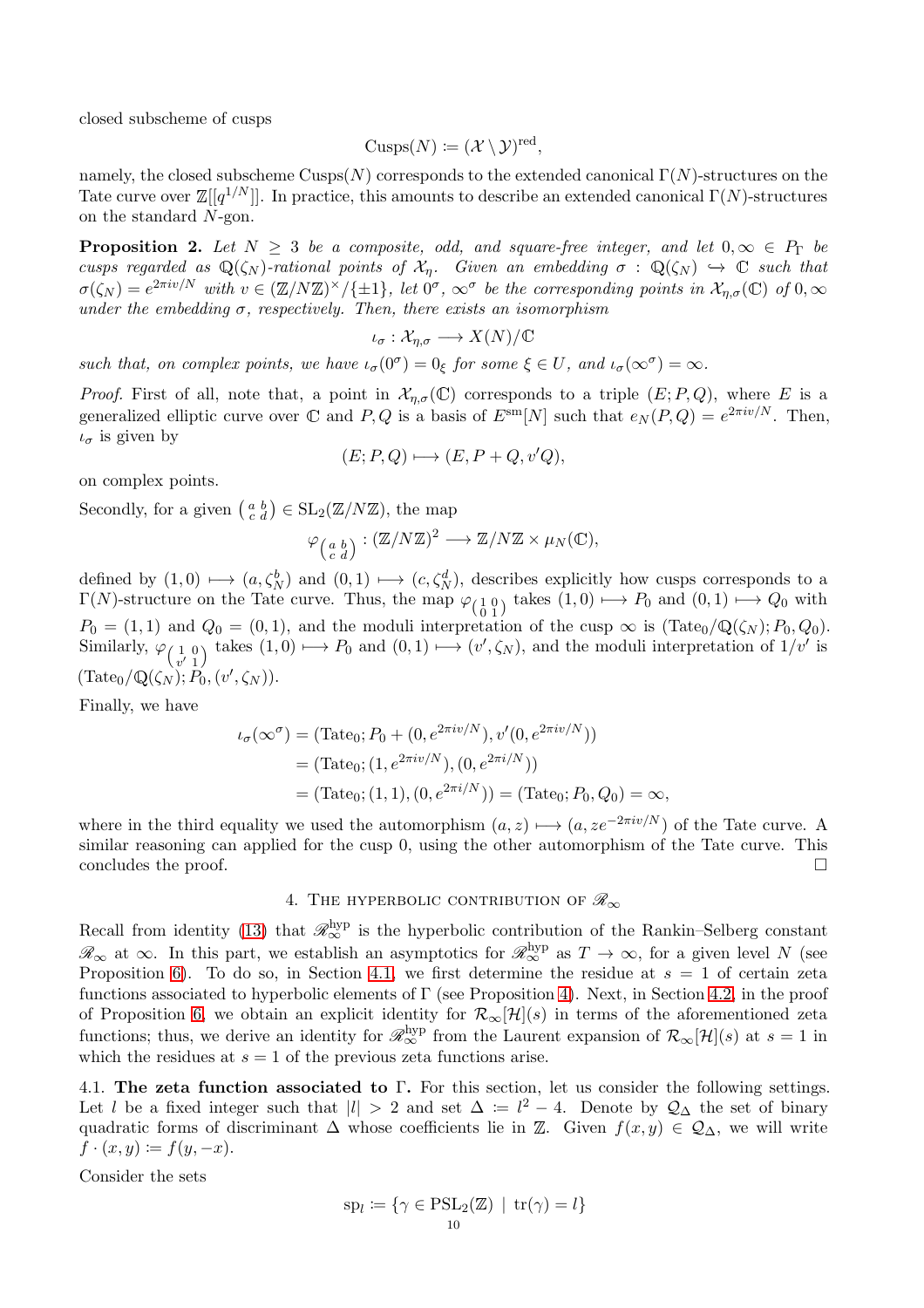closed subscheme of cusps

$$\mathrm{Cusps}(N) \coloneqq (\mathcal{X} \setminus \mathcal{Y})^{\mathrm{red}},$$

namely, the closed subscheme $\mathrm{Cusps}(N)$ corresponds to the extended canonical $\Gamma(N)$-structures on the Tate curve over $\mathbb{Z}[[q^{1/N}]]$. In practice, this amounts to describe an extended canonical $\Gamma(N)$-structures on the standard $N$-gon.

**Proposition 2.** *Let $N \geq 3$ be a composite, odd, and square-free integer, and let $0, \infty \in P_\Gamma$ be cusps regarded as $\mathbb{Q}(\zeta_N)$-rational points of $\mathcal{X}_\eta$. Given an embedding $\sigma : \mathbb{Q}(\zeta_N) \hookrightarrow \mathbb{C}$ such that $\sigma(\zeta_N) = e^{2\pi i v/N}$ with $v \in (\mathbb{Z}/N\mathbb{Z})^\times/\{\pm 1\}$, let $0^\sigma$, $\infty^\sigma$ be the corresponding points in $\mathcal{X}_{\eta,\sigma}(\mathbb{C})$ of $0, \infty$ under the embedding $\sigma$, respectively. Then, there exists an isomorphism*

$$\iota_\sigma : \mathcal{X}_{\eta,\sigma} \longrightarrow X(N)/\mathbb{C}$$

*such that, on complex points, we have $\iota_\sigma(0^\sigma) = 0_\xi$ for some $\xi \in U$, and $\iota_\sigma(\infty^\sigma) = \infty$.*

*Proof.* First of all, note that, a point in $\mathcal{X}_{\eta,\sigma}(\mathbb{C})$ corresponds to a triple $(E; P, Q)$, where $E$ is a generalized elliptic curve over $\mathbb{C}$ and $P, Q$ is a basis of $E^{\mathrm{sm}}[N]$ such that $e_N(P, Q) = e^{2\pi i v/N}$. Then, $\iota_\sigma$ is given by

$$(E; P, Q) \longmapsto (E, P + Q, v'Q),$$

on complex points.

Secondly, for a given $\left(\begin{smallmatrix} a & b \\ c & d \end{smallmatrix}\right) \in \mathrm{SL}_2(\mathbb{Z}/N\mathbb{Z})$, the map

$$\varphi_{\left(\begin{smallmatrix} a & b \\ c & d \end{smallmatrix}\right)} : (\mathbb{Z}/N\mathbb{Z})^2 \longrightarrow \mathbb{Z}/N\mathbb{Z} \times \mu_N(\mathbb{C}),$$

defined by $(1, 0) \longmapsto (a, \zeta_N^b)$ and $(0, 1) \longmapsto (c, \zeta_N^d)$, describes explicitly how cusps corresponds to a $\Gamma(N)$-structure on the Tate curve. Thus, the map $\varphi_{\left(\begin{smallmatrix} 1 & 0 \\ 0 & 1 \end{smallmatrix}\right)}$ takes $(1, 0) \longmapsto P_0$ and $(0, 1) \longmapsto Q_0$ with $P_0 = (1, 1)$ and $Q_0 = (0, 1)$, and the moduli interpretation of the cusp $\infty$ is $(\mathrm{Tate}_0/\mathbb{Q}(\zeta_N); P_0, Q_0)$. Similarly, $\varphi_{\left(\begin{smallmatrix} 1 & 0 \\ v' & 1 \end{smallmatrix}\right)}$ takes $(1, 0) \longmapsto P_0$ and $(0, 1) \longmapsto (v', \zeta_N)$, and the moduli interpretation of $1/v'$ is $(\mathrm{Tate}_0/\mathbb{Q}(\zeta_N); P_0, (v', \zeta_N))$.

Finally, we have

$$\begin{aligned}
\iota_\sigma(\infty^\sigma) &= (\mathrm{Tate}_0; P_0 + (0, e^{2\pi i v/N}), v'(0, e^{2\pi i v/N})) \\
&= (\mathrm{Tate}_0; (1, e^{2\pi i v/N}), (0, e^{2\pi i/N})) \\
&= (\mathrm{Tate}_0; (1, 1), (0, e^{2\pi i/N})) = (\mathrm{Tate}_0; P_0, Q_0) = \infty,
\end{aligned}$$

where in the third equality we used the automorphism $(a, z) \longmapsto (a, ze^{-2\pi i v/N})$ of the Tate curve. A similar reasoning can applied for the cusp 0, using the other automorphism of the Tate curve. This concludes the proof. $\square$

## 4. The hyperbolic contribution of $\mathscr{R}_\infty$

Recall from identity (13) that $\mathscr{R}_\infty^{\mathrm{hyp}}$ is the hyperbolic contribution of the Rankin–Selberg constant $\mathscr{R}_\infty$ at $\infty$. In this part, we establish an asymptotics for $\mathscr{R}_\infty^{\mathrm{hyp}}$ as $T \to \infty$, for a given level $N$ (see Proposition 6). To do so, in Section 4.1, we first determine the residue at $s = 1$ of certain zeta functions associated to hyperbolic elements of $\Gamma$ (see Proposition 4). Next, in Section 4.2, in the proof of Proposition 6, we obtain an explicit identity for $\mathcal{R}_\infty[\mathcal{H}](s)$ in terms of the aforementioned zeta functions; thus, we derive an identity for $\mathscr{R}_\infty^{\mathrm{hyp}}$ from the Laurent expansion of $\mathcal{R}_\infty[\mathcal{H}](s)$ at $s = 1$ in which the residues at $s = 1$ of the previous zeta functions arise.

### 4.1. The zeta function associated to $\Gamma$.

For this section, let us consider the following settings. Let $l$ be a fixed integer such that $|l| > 2$ and set $\Delta \coloneqq l^2 - 4$. Denote by $\mathcal{Q}_\Delta$ the set of binary quadratic forms of discriminant $\Delta$ whose coefficients lie in $\mathbb{Z}$. Given $f(x, y) \in \mathcal{Q}_\Delta$, we will write $f \cdot (x, y) \coloneqq f(y, -x)$.

Consider the sets

$$\mathrm{sp}_l \coloneqq \{\gamma \in \mathrm{PSL}_2(\mathbb{Z}) \mid \mathrm{tr}(\gamma) = l\}$$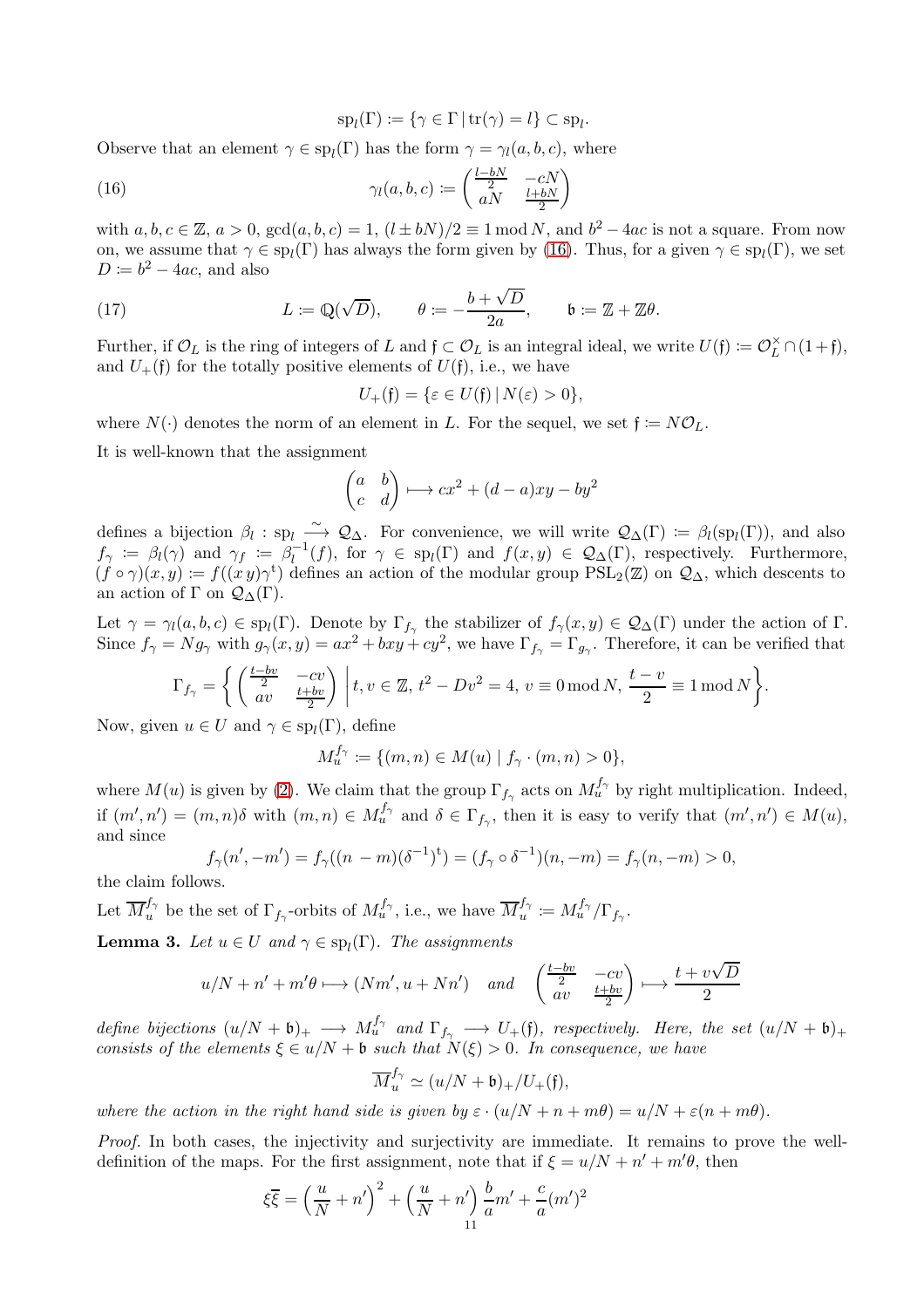$$\mathrm{sp}_l(\Gamma) := \{\gamma \in \Gamma \,|\, \mathrm{tr}(\gamma) = l\} \subset \mathrm{sp}_l.$$

Observe that an element $\gamma \in \mathrm{sp}_l(\Gamma)$ has the form $\gamma = \gamma_l(a,b,c)$, where

$$\gamma_l(a,b,c) := \begin{pmatrix} \frac{l-bN}{2} & -cN \\ aN & \frac{l+bN}{2} \end{pmatrix} \tag{16}$$

with $a,b,c \in \mathbb{Z}$, $a > 0$, $\gcd(a,b,c) = 1$, $(l \pm bN)/2 \equiv 1 \bmod N$, and $b^2 - 4ac$ is not a square. From now on, we assume that $\gamma \in \mathrm{sp}_l(\Gamma)$ has always the form given by (16). Thus, for a given $\gamma \in \mathrm{sp}_l(\Gamma)$, we set $D := b^2 - 4ac$, and also

$$L := \mathbb{Q}(\sqrt{D}), \qquad \theta := -\frac{b+\sqrt{D}}{2a}, \qquad \mathfrak{b} := \mathbb{Z} + \mathbb{Z}\theta. \tag{17}$$

Further, if $\mathcal{O}_L$ is the ring of integers of $L$ and $\mathfrak{f} \subset \mathcal{O}_L$ is an integral ideal, we write $U(\mathfrak{f}) := \mathcal{O}_L^\times \cap (1+\mathfrak{f})$, and $U_+(\mathfrak{f})$ for the totally positive elements of $U(\mathfrak{f})$, i.e., we have

$$U_+(\mathfrak{f}) = \{\varepsilon \in U(\mathfrak{f}) \,|\, N(\varepsilon) > 0\},$$

where $N(\cdot)$ denotes the norm of an element in $L$. For the sequel, we set $\mathfrak{f} := N\mathcal{O}_L$.

It is well-known that the assignment

$$\begin{pmatrix} a & b \\ c & d \end{pmatrix} \longmapsto cx^2 + (d-a)xy - by^2$$

defines a bijection $\beta_l : \mathrm{sp}_l \xrightarrow{\sim} \mathcal{Q}_\Delta$. For convenience, we will write $\mathcal{Q}_\Delta(\Gamma) := \beta_l(\mathrm{sp}_l(\Gamma))$, and also $f_\gamma := \beta_l(\gamma)$ and $\gamma_f := \beta_l^{-1}(f)$, for $\gamma \in \mathrm{sp}_l(\Gamma)$ and $f(x,y) \in \mathcal{Q}_\Delta(\Gamma)$, respectively. Furthermore, $(f \circ \gamma)(x,y) := f((x\,y)\gamma^{\mathrm{t}})$ defines an action of the modular group $\mathrm{PSL}_2(\mathbb{Z})$ on $\mathcal{Q}_\Delta$, which descends to an action of $\Gamma$ on $\mathcal{Q}_\Delta(\Gamma)$.

Let $\gamma = \gamma_l(a,b,c) \in \mathrm{sp}_l(\Gamma)$. Denote by $\Gamma_{f_\gamma}$ the stabilizer of $f_\gamma(x,y) \in \mathcal{Q}_\Delta(\Gamma)$ under the action of $\Gamma$. Since $f_\gamma = Ng_\gamma$ with $g_\gamma(x,y) = ax^2 + bxy + cy^2$, we have $\Gamma_{f_\gamma} = \Gamma_{g_\gamma}$. Therefore, it can be verified that

$$\Gamma_{f_\gamma} = \left\{ \begin{pmatrix} \frac{t-bv}{2} & -cv \\ av & \frac{t+bv}{2} \end{pmatrix} \,\middle|\, t,v \in \mathbb{Z},\, t^2 - Dv^2 = 4,\, v \equiv 0 \bmod N,\, \frac{t-v}{2} \equiv 1 \bmod N \right\}.$$

Now, given $u \in U$ and $\gamma \in \mathrm{sp}_l(\Gamma)$, define

$$M_u^{f_\gamma} := \{(m,n) \in M(u) \mid f_\gamma \cdot (m,n) > 0\},$$

where $M(u)$ is given by (2). We claim that the group $\Gamma_{f_\gamma}$ acts on $M_u^{f_\gamma}$ by right multiplication. Indeed, if $(m',n') = (m,n)\delta$ with $(m,n) \in M_u^{f_\gamma}$ and $\delta \in \Gamma_{f_\gamma}$, then it is easy to verify that $(m',n') \in M(u)$, and since

$$f_\gamma(n', -m') = f_\gamma((n \;-m)(\delta^{-1})^{\mathrm{t}}) = (f_\gamma \circ \delta^{-1})(n,-m) = f_\gamma(n,-m) > 0,$$

the claim follows.

Let $\overline{M}_u^{f_\gamma}$ be the set of $\Gamma_{f_\gamma}$-orbits of $M_u^{f_\gamma}$, i.e., we have $\overline{M}_u^{f_\gamma} := M_u^{f_\gamma}/\Gamma_{f_\gamma}$.

**Lemma 3.** *Let $u \in U$ and $\gamma \in \mathrm{sp}_l(\Gamma)$. The assignments*

$$u/N + n' + m'\theta \longmapsto (Nm', u + Nn') \quad \text{and} \quad \begin{pmatrix} \frac{t-bv}{2} & -cv \\ av & \frac{t+bv}{2} \end{pmatrix} \longmapsto \frac{t+v\sqrt{D}}{2}$$

*define bijections $(u/N + \mathfrak{b})_+ \longrightarrow M_u^{f_\gamma}$ and $\Gamma_{f_\gamma} \longrightarrow U_+(\mathfrak{f})$, respectively. Here, the set $(u/N+\mathfrak{b})_+$ consists of the elements $\xi \in u/N + \mathfrak{b}$ such that $N(\xi) > 0$. In consequence, we have*

$$\overline{M}_u^{f_\gamma} \simeq (u/N + \mathfrak{b})_+/U_+(\mathfrak{f}),$$

*where the action in the right hand side is given by $\varepsilon \cdot (u/N + n + m\theta) = u/N + \varepsilon(n + m\theta)$.*

*Proof.* In both cases, the injectivity and surjectivity are immediate. It remains to prove the well-definition of the maps. For the first assignment, note that if $\xi = u/N + n' + m'\theta$, then

$$\xi\overline{\xi} = \left(\frac{u}{N} + n'\right)^2 + \left(\frac{u}{N} + n'\right)\frac{b}{a}m' + \frac{c}{a}(m')^2$$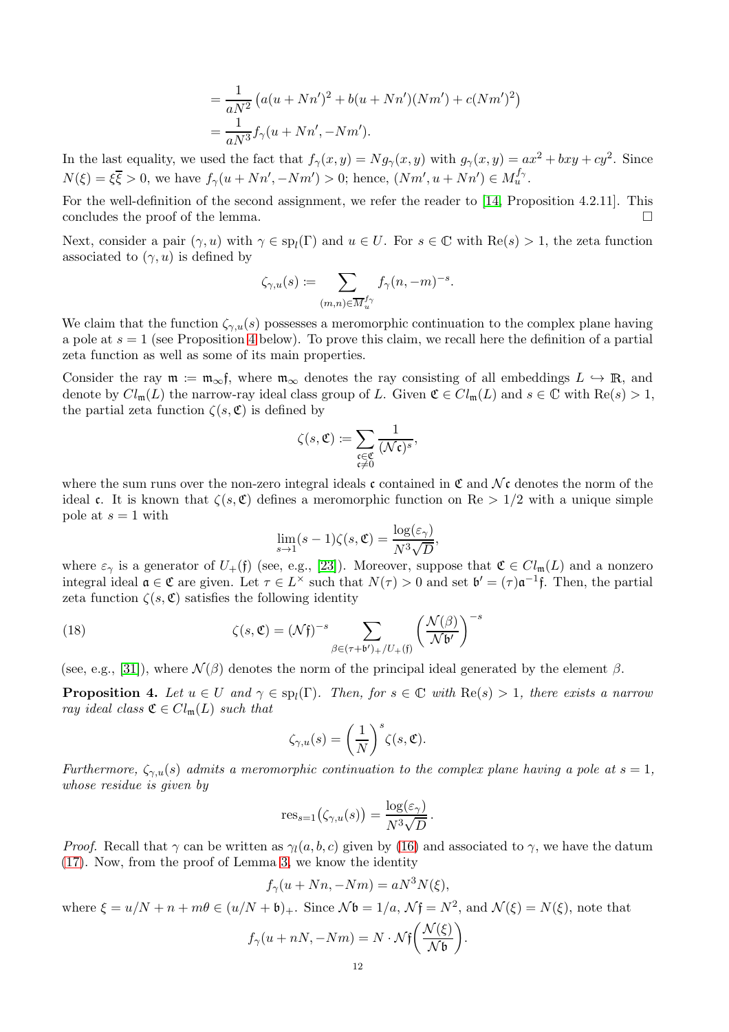$$= \frac{1}{aN^2}\left(a(u+Nn')^2 + b(u+Nn')(Nm') + c(Nm')^2\right)$$

$$= \frac{1}{aN^3} f_\gamma(u+Nn', -Nm').$$

In the last equality, we used the fact that $f_\gamma(x,y) = Ng_\gamma(x,y)$ with $g_\gamma(x,y) = ax^2 + bxy + cy^2$. Since $N(\xi) = \xi\overline{\xi} > 0$, we have $f_\gamma(u+Nn', -Nm') > 0$; hence, $(Nm', u+Nn') \in M_u^{f_\gamma}$.

For the well-definition of the second assignment, we refer the reader to [14, Proposition 4.2.11]. This concludes the proof of the lemma. □

Next, consider a pair $(\gamma, u)$ with $\gamma \in \mathrm{sp}_l(\Gamma)$ and $u \in U$. For $s \in \mathbb{C}$ with $\mathrm{Re}(s) > 1$, the zeta function associated to $(\gamma, u)$ is defined by

$$\zeta_{\gamma,u}(s) := \sum_{(m,n)\in \overline{M}_u^{f_\gamma}} f_\gamma(n, -m)^{-s}.$$

We claim that the function $\zeta_{\gamma,u}(s)$ possesses a meromorphic continuation to the complex plane having a pole at $s = 1$ (see Proposition 4 below). To prove this claim, we recall here the definition of a partial zeta function as well as some of its main properties.

Consider the ray $\mathfrak{m} := \mathfrak{m}_\infty \mathfrak{f}$, where $\mathfrak{m}_\infty$ denotes the ray consisting of all embeddings $L \hookrightarrow \mathbb{R}$, and denote by $Cl_\mathfrak{m}(L)$ the narrow-ray ideal class group of $L$. Given $\mathfrak{C} \in Cl_\mathfrak{m}(L)$ and $s \in \mathbb{C}$ with $\mathrm{Re}(s) > 1$, the partial zeta function $\zeta(s, \mathfrak{C})$ is defined by

$$\zeta(s, \mathfrak{C}) := \sum_{\substack{\mathfrak{c}\in\mathfrak{C} \\ \mathfrak{c}\neq 0}} \frac{1}{(\mathcal{N}\mathfrak{c})^s},$$

where the sum runs over the non-zero integral ideals $\mathfrak{c}$ contained in $\mathfrak{C}$ and $\mathcal{N}\mathfrak{c}$ denotes the norm of the ideal $\mathfrak{c}$. It is known that $\zeta(s, \mathfrak{C})$ defines a meromorphic function on $\mathrm{Re} > 1/2$ with a unique simple pole at $s = 1$ with

$$\lim_{s\to 1}(s-1)\zeta(s, \mathfrak{C}) = \frac{\log(\varepsilon_\gamma)}{N^3\sqrt{D}},$$

where $\varepsilon_\gamma$ is a generator of $U_+(\mathfrak{f})$ (see, e.g., [23]). Moreover, suppose that $\mathfrak{C} \in Cl_\mathfrak{m}(L)$ and a nonzero integral ideal $\mathfrak{a} \in \mathfrak{C}$ are given. Let $\tau \in L^\times$ such that $N(\tau) > 0$ and set $\mathfrak{b}' = (\tau)\mathfrak{a}^{-1}\mathfrak{f}$. Then, the partial zeta function $\zeta(s, \mathfrak{C})$ satisfies the following identity

$$\zeta(s, \mathfrak{C}) = (\mathcal{N}\mathfrak{f})^{-s} \sum_{\beta\in(\tau+\mathfrak{b}')_+/U_+(\mathfrak{f})} \left(\frac{\mathcal{N}(\beta)}{\mathcal{N}\mathfrak{b}'}\right)^{-s} \tag{18}$$

(see, e.g., [31]), where $\mathcal{N}(\beta)$ denotes the norm of the principal ideal generated by the element $\beta$.

**Proposition 4.** *Let $u \in U$ and $\gamma \in \mathrm{sp}_l(\Gamma)$. Then, for $s \in \mathbb{C}$ with $\mathrm{Re}(s) > 1$, there exists a narrow ray ideal class $\mathfrak{C} \in Cl_\mathfrak{m}(L)$ such that*

$$\zeta_{\gamma,u}(s) = \left(\frac{1}{N}\right)^s \zeta(s, \mathfrak{C}).$$

*Furthermore, $\zeta_{\gamma,u}(s)$ admits a meromorphic continuation to the complex plane having a pole at $s = 1$, whose residue is given by*

$$\mathrm{res}_{s=1}\big(\zeta_{\gamma,u}(s)\big) = \frac{\log(\varepsilon_\gamma)}{N^3\sqrt{D}}.$$

*Proof.* Recall that $\gamma$ can be written as $\gamma_l(a,b,c)$ given by (16) and associated to $\gamma$, we have the datum (17). Now, from the proof of Lemma 3, we know the identity

$$f_\gamma(u+Nn, -Nm) = aN^3 N(\xi),$$

where $\xi = u/N + n + m\theta \in (u/N + \mathfrak{b})_+$. Since $\mathcal{N}\mathfrak{b} = 1/a$, $\mathcal{N}\mathfrak{f} = N^2$, and $\mathcal{N}(\xi) = N(\xi)$, note that

$$f_\gamma(u+nN, -Nm) = N \cdot \mathcal{N}\mathfrak{f}\left(\frac{\mathcal{N}(\xi)}{\mathcal{N}\mathfrak{b}}\right).$$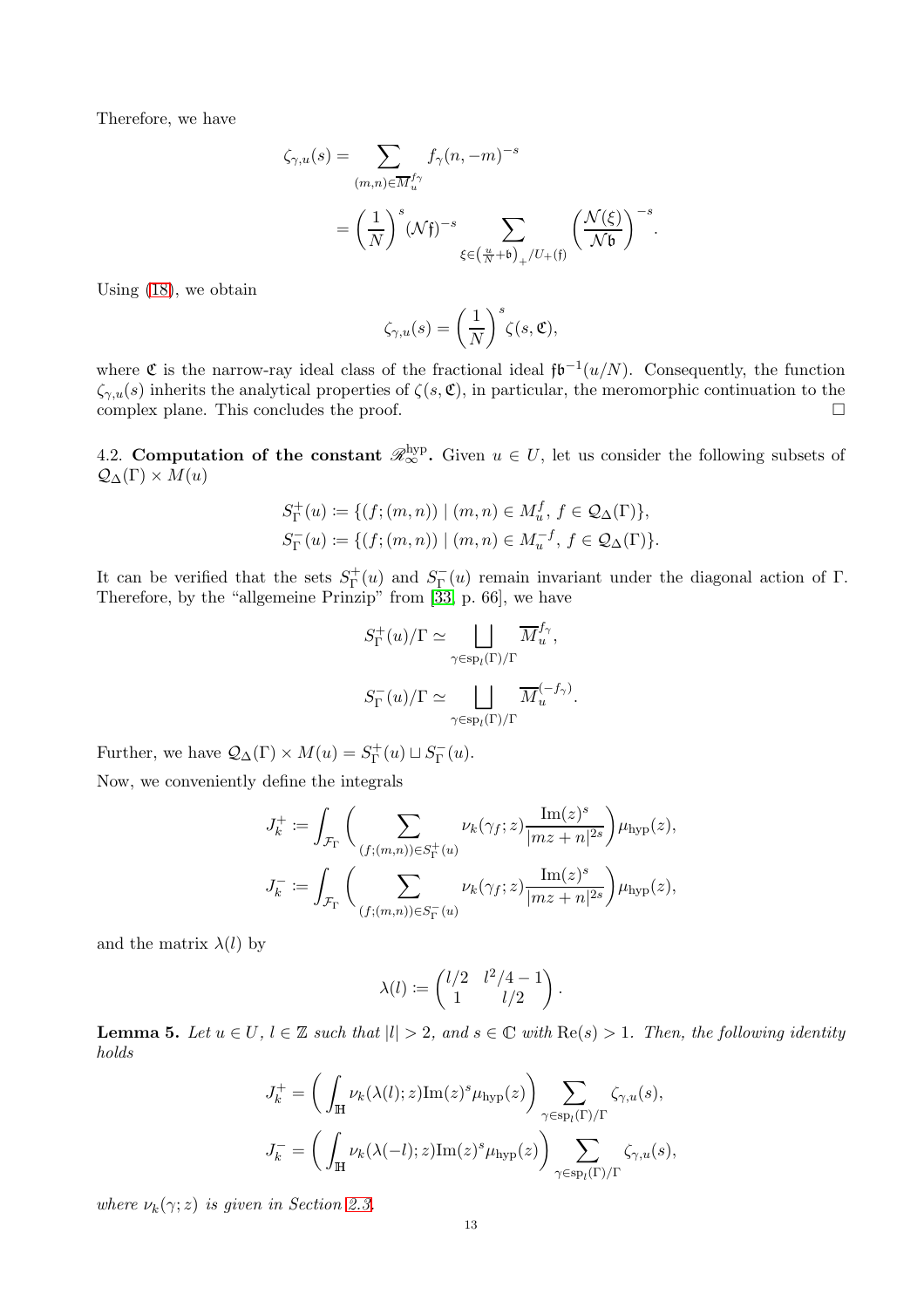Therefore, we have

$$
\begin{aligned}
\zeta_{\gamma,u}(s) &= \sum_{(m,n)\in \overline{M}_u^{f_\gamma}} f_\gamma(n,-m)^{-s} \\
&= \left(\frac{1}{N}\right)^s (\mathcal{N}\mathfrak{f})^{-s} \sum_{\xi \in \left(\frac{u}{N}+\mathfrak{b}\right)_+/U_+(\mathfrak{f})} \left(\frac{\mathcal{N}(\xi)}{\mathcal{N}\mathfrak{b}}\right)^{-s}.
\end{aligned}
$$

Using (18), we obtain

$$
\zeta_{\gamma,u}(s) = \left(\frac{1}{N}\right)^s \zeta(s,\mathfrak{C}),
$$

where $\mathfrak{C}$ is the narrow-ray ideal class of the fractional ideal $\mathfrak{f}\mathfrak{b}^{-1}(u/N)$. Consequently, the function $\zeta_{\gamma,u}(s)$ inherits the analytical properties of $\zeta(s,\mathfrak{C})$, in particular, the meromorphic continuation to the complex plane. This concludes the proof. □

4.2. **Computation of the constant $\mathscr{R}_\infty^{\mathrm{hyp}}$.** Given $u \in U$, let us consider the following subsets of $\mathcal{Q}_\Delta(\Gamma) \times M(u)$

$$
S_\Gamma^+(u) := \{(f;(m,n)) \mid (m,n) \in M_u^f,\ f \in \mathcal{Q}_\Delta(\Gamma)\},
$$
$$
S_\Gamma^-(u) := \{(f;(m,n)) \mid (m,n) \in M_u^{-f},\ f \in \mathcal{Q}_\Delta(\Gamma)\}.
$$

It can be verified that the sets $S_\Gamma^+(u)$ and $S_\Gamma^-(u)$ remain invariant under the diagonal action of $\Gamma$. Therefore, by the "allgemeine Prinzip" from [33, p. 66], we have

$$
S_\Gamma^+(u)/\Gamma \simeq \bigsqcup_{\gamma\in \mathrm{sp}_l(\Gamma)/\Gamma} \overline{M}_u^{f_\gamma},
$$

$$
S_\Gamma^-(u)/\Gamma \simeq \bigsqcup_{\gamma\in \mathrm{sp}_l(\Gamma)/\Gamma} \overline{M}_u^{(-f_\gamma)}.
$$

Further, we have $\mathcal{Q}_\Delta(\Gamma) \times M(u) = S_\Gamma^+(u) \sqcup S_\Gamma^-(u)$.

Now, we conveniently define the integrals

$$
J_k^+ := \int_{\mathcal{F}_\Gamma} \Bigg( \sum_{(f;(m,n))\in S_\Gamma^+(u)} \nu_k(\gamma_f;z) \frac{\mathrm{Im}(z)^s}{|mz+n|^{2s}} \Bigg) \mu_{\mathrm{hyp}}(z),
$$
$$
J_k^- := \int_{\mathcal{F}_\Gamma} \Bigg( \sum_{(f;(m,n))\in S_\Gamma^-(u)} \nu_k(\gamma_f;z) \frac{\mathrm{Im}(z)^s}{|mz+n|^{2s}} \Bigg) \mu_{\mathrm{hyp}}(z),
$$

and the matrix $\lambda(l)$ by

$$
\lambda(l) := \begin{pmatrix} l/2 & l^2/4-1 \\ 1 & l/2 \end{pmatrix}.
$$

**Lemma 5.** *Let $u \in U$, $l \in \mathbb{Z}$ such that $|l| > 2$, and $s \in \mathbb{C}$ with $\mathrm{Re}(s) > 1$. Then, the following identity holds*

$$
J_k^+ = \left( \int_{\mathbb{H}} \nu_k(\lambda(l);z)\mathrm{Im}(z)^s \mu_{\mathrm{hyp}}(z) \right) \sum_{\gamma\in\mathrm{sp}_l(\Gamma)/\Gamma} \zeta_{\gamma,u}(s),
$$
$$
J_k^- = \left( \int_{\mathbb{H}} \nu_k(\lambda(-l);z)\mathrm{Im}(z)^s \mu_{\mathrm{hyp}}(z) \right) \sum_{\gamma\in\mathrm{sp}_l(\Gamma)/\Gamma} \zeta_{\gamma,u}(s),
$$

*where $\nu_k(\gamma;z)$ is given in Section 2.3.*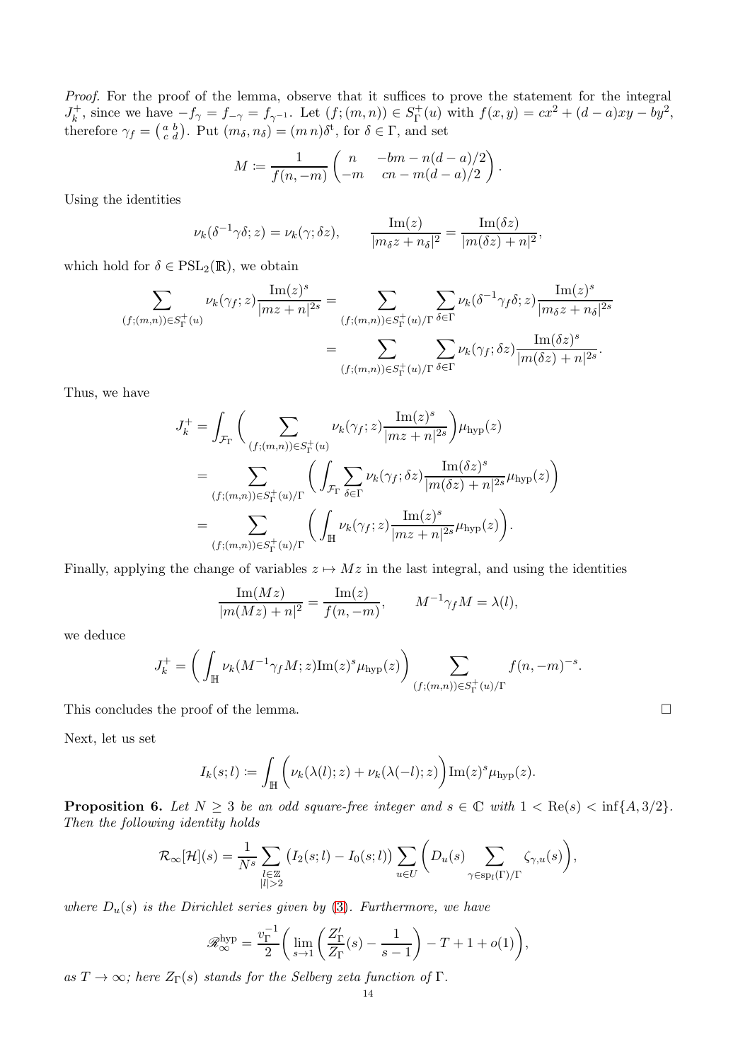*Proof.* For the proof of the lemma, observe that it suffices to prove the statement for the integral $J_k^+$, since we have $-f_\gamma = f_{-\gamma} = f_{\gamma^{-1}}$. Let $(f;(m,n)) \in S_\Gamma^+(u)$ with $f(x,y) = cx^2 + (d-a)xy - by^2$, therefore $\gamma_f = \left(\begin{smallmatrix} a & b \\ c & d \end{smallmatrix}\right)$. Put $(m_\delta, n_\delta) = (m\,n)\delta^{\rm t}$, for $\delta \in \Gamma$, and set

$$M := \frac{1}{f(n,-m)} \begin{pmatrix} n & -bm - n(d-a)/2 \\ -m & cn - m(d-a)/2 \end{pmatrix}.$$

Using the identities

$$\nu_k(\delta^{-1}\gamma\delta; z) = \nu_k(\gamma; \delta z), \qquad \frac{\mathrm{Im}(z)}{|m_\delta z + n_\delta|^2} = \frac{\mathrm{Im}(\delta z)}{|m(\delta z) + n|^2},$$

which hold for $\delta \in \mathrm{PSL}_2(\mathbb{R})$, we obtain

$$\begin{aligned}
\sum_{(f;(m,n)) \in S_\Gamma^+(u)} \nu_k(\gamma_f; z) \frac{\mathrm{Im}(z)^s}{|mz+n|^{2s}} &= \sum_{(f;(m,n)) \in S_\Gamma^+(u)/\Gamma} \sum_{\delta \in \Gamma} \nu_k(\delta^{-1}\gamma_f\delta; z) \frac{\mathrm{Im}(z)^s}{|m_\delta z + n_\delta|^{2s}} \\
&= \sum_{(f;(m,n)) \in S_\Gamma^+(u)/\Gamma} \sum_{\delta \in \Gamma} \nu_k(\gamma_f; \delta z) \frac{\mathrm{Im}(\delta z)^s}{|m(\delta z) + n|^{2s}}.
\end{aligned}$$

Thus, we have

$$\begin{aligned}
J_k^+ &= \int_{\mathcal{F}_\Gamma} \bigg( \sum_{(f;(m,n)) \in S_\Gamma^+(u)} \nu_k(\gamma_f; z) \frac{\mathrm{Im}(z)^s}{|mz+n|^{2s}} \bigg) \mu_{\mathrm{hyp}}(z) \\
&= \sum_{(f;(m,n)) \in S_\Gamma^+(u)/\Gamma} \bigg( \int_{\mathcal{F}_\Gamma} \sum_{\delta \in \Gamma} \nu_k(\gamma_f; \delta z) \frac{\mathrm{Im}(\delta z)^s}{|m(\delta z) + n|^{2s}} \mu_{\mathrm{hyp}}(z) \bigg) \\
&= \sum_{(f;(m,n)) \in S_\Gamma^+(u)/\Gamma} \bigg( \int_{\mathbb{H}} \nu_k(\gamma_f; z) \frac{\mathrm{Im}(z)^s}{|mz+n|^{2s}} \mu_{\mathrm{hyp}}(z) \bigg).
\end{aligned}$$

Finally, applying the change of variables $z \mapsto Mz$ in the last integral, and using the identities

$$\frac{\mathrm{Im}(Mz)}{|m(Mz)+n|^2} = \frac{\mathrm{Im}(z)}{f(n,-m)}, \qquad M^{-1}\gamma_f M = \lambda(l),$$

we deduce

$$J_k^+ = \bigg( \int_{\mathbb{H}} \nu_k(M^{-1}\gamma_f M; z) \mathrm{Im}(z)^s \mu_{\mathrm{hyp}}(z) \bigg) \sum_{(f;(m,n)) \in S_\Gamma^+(u)/\Gamma} f(n,-m)^{-s}.$$

This concludes the proof of the lemma. $\square$

Next, let us set

$$I_k(s;l) := \int_{\mathbb{H}} \Big( \nu_k(\lambda(l); z) + \nu_k(\lambda(-l); z) \Big) \mathrm{Im}(z)^s \mu_{\mathrm{hyp}}(z).$$

**Proposition 6.** *Let $N \geq 3$ be an odd square-free integer and $s \in \mathbb{C}$ with $1 < \mathrm{Re}(s) < \inf\{A, 3/2\}$. Then the following identity holds*

$$\mathcal{R}_\infty[\mathcal{H}](s) = \frac{1}{N^s} \sum_{\substack{l \in \mathbb{Z} \\ |l| > 2}} \big( I_2(s;l) - I_0(s;l) \big) \sum_{u \in U} \bigg( D_u(s) \sum_{\gamma \in \mathrm{sp}_l(\Gamma)/\Gamma} \zeta_{\gamma,u}(s) \bigg),$$

*where $D_u(s)$ is the Dirichlet series given by* (3)*. Furthermore, we have*

$$\mathscr{R}_\infty^{\mathrm{hyp}} = \frac{v_\Gamma^{-1}}{2} \bigg( \lim_{s \to 1} \bigg( \frac{Z_\Gamma'}{Z_\Gamma}(s) - \frac{1}{s-1} \bigg) - T + 1 + o(1) \bigg),$$

*as $T \to \infty$; here $Z_\Gamma(s)$ stands for the Selberg zeta function of $\Gamma$.*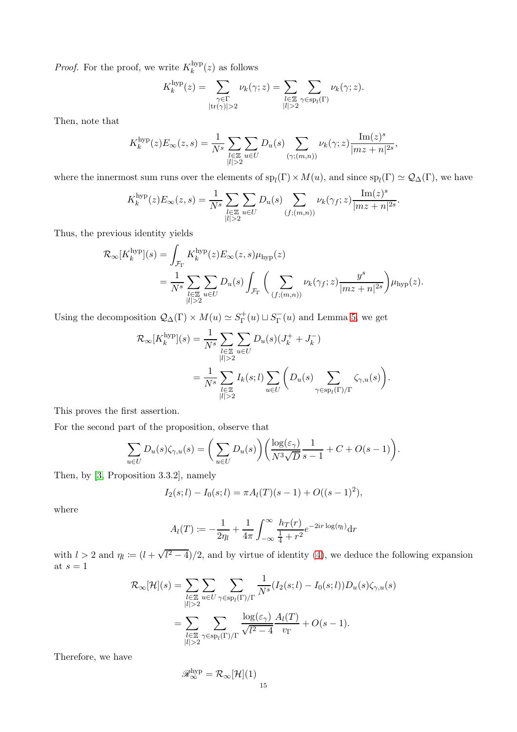*Proof.* For the proof, we write $K_k^{\mathrm{hyp}}(z)$ as follows

$$K_k^{\mathrm{hyp}}(z) = \sum_{\substack{\gamma\in\Gamma \\ |\mathrm{tr}(\gamma)|>2}} \nu_k(\gamma; z) = \sum_{\substack{l\in\mathbb{Z} \\ |l|>2}} \sum_{\gamma\in \mathrm{sp}_l(\Gamma)} \nu_k(\gamma; z).$$

Then, note that

$$K_k^{\mathrm{hyp}}(z)E_\infty(z,s) = \frac{1}{N^s}\sum_{\substack{l\in\mathbb{Z} \\ |l|>2}} \sum_{u\in U} D_u(s) \sum_{(\gamma;(m,n))} \nu_k(\gamma; z)\frac{\mathrm{Im}(z)^s}{|mz+n|^{2s}},$$

where the innermost sum runs over the elements of $\mathrm{sp}_l(\Gamma)\times M(u)$, and since $\mathrm{sp}_l(\Gamma)\simeq \mathcal{Q}_\Delta(\Gamma)$, we have

$$K_k^{\mathrm{hyp}}(z)E_\infty(z,s) = \frac{1}{N^s}\sum_{\substack{l\in\mathbb{Z} \\ |l|>2}} \sum_{u\in U} D_u(s) \sum_{(f;(m,n))} \nu_k(\gamma_f; z)\frac{\mathrm{Im}(z)^s}{|mz+n|^{2s}}.$$

Thus, the previous identity yields

$$\begin{aligned}
\mathcal{R}_\infty[K_k^{\mathrm{hyp}}](s) &= \int_{\mathcal{F}_\Gamma} K_k^{\mathrm{hyp}}(z)E_\infty(z,s)\mu_{\mathrm{hyp}}(z) \\
&= \frac{1}{N^s}\sum_{\substack{l\in\mathbb{Z} \\ |l|>2}} \sum_{u\in U} D_u(s)\int_{\mathcal{F}_\Gamma}\bigg(\sum_{(f;(m,n))}\nu_k(\gamma_f;z)\frac{y^s}{|mz+n|^{2s}}\bigg)\mu_{\mathrm{hyp}}(z).
\end{aligned}$$

Using the decomposition $\mathcal{Q}_\Delta(\Gamma)\times M(u)\simeq S_\Gamma^+(u)\sqcup S_\Gamma^-(u)$ and Lemma 5, we get

$$\begin{aligned}
\mathcal{R}_\infty[K_k^{\mathrm{hyp}}](s) &= \frac{1}{N^s}\sum_{\substack{l\in\mathbb{Z} \\ |l|>2}} \sum_{u\in U} D_u(s)(J_k^+ + J_k^-) \\
&= \frac{1}{N^s}\sum_{\substack{l\in\mathbb{Z} \\ |l|>2}} I_k(s;l)\sum_{u\in U}\bigg(D_u(s)\sum_{\gamma\in\mathrm{sp}_l(\Gamma)/\Gamma}\zeta_{\gamma,u}(s)\bigg).
\end{aligned}$$

This proves the first assertion.

For the second part of the proposition, observe that

$$\sum_{u\in U} D_u(s)\zeta_{\gamma,u}(s) = \bigg(\sum_{u\in U}D_u(s)\bigg)\bigg(\frac{\log(\varepsilon_\gamma)}{N^3\sqrt{D}}\frac{1}{s-1} + C + O(s-1)\bigg).$$

Then, by [3, Proposition 3.3.2], namely

$$I_2(s;l) - I_0(s;l) = \pi A_l(T)(s-1) + O((s-1)^2),$$

where

$$A_l(T) := -\frac{1}{2\eta_l} + \frac{1}{4\pi}\int_{-\infty}^{\infty}\frac{h_T(r)}{\frac{1}{4}+r^2}e^{-2ir\log(\eta_l)}\mathrm{d}r$$

with $l>2$ and $\eta_l := (l+\sqrt{l^2-4})/2$, and by virtue of identity (4), we deduce the following expansion at $s=1$

$$\begin{aligned}
\mathcal{R}_\infty[\mathcal{H}](s) &= \sum_{\substack{l\in\mathbb{Z} \\ |l|>2}} \sum_{u\in U}\sum_{\gamma\in\mathrm{sp}_l(\Gamma)/\Gamma}\frac{1}{N^s}(I_2(s;l)-I_0(s;l))D_u(s)\zeta_{\gamma,u}(s) \\
&= \sum_{\substack{l\in\mathbb{Z} \\ |l|>2}} \sum_{\gamma\in\mathrm{sp}_l(\Gamma)/\Gamma}\frac{\log(\varepsilon_\gamma)}{\sqrt{l^2-4}}\frac{A_l(T)}{v_\Gamma} + O(s-1).
\end{aligned}$$

Therefore, we have

$$\mathscr{R}_\infty^{\mathrm{hyp}} = \mathcal{R}_\infty[\mathcal{H}](1)$$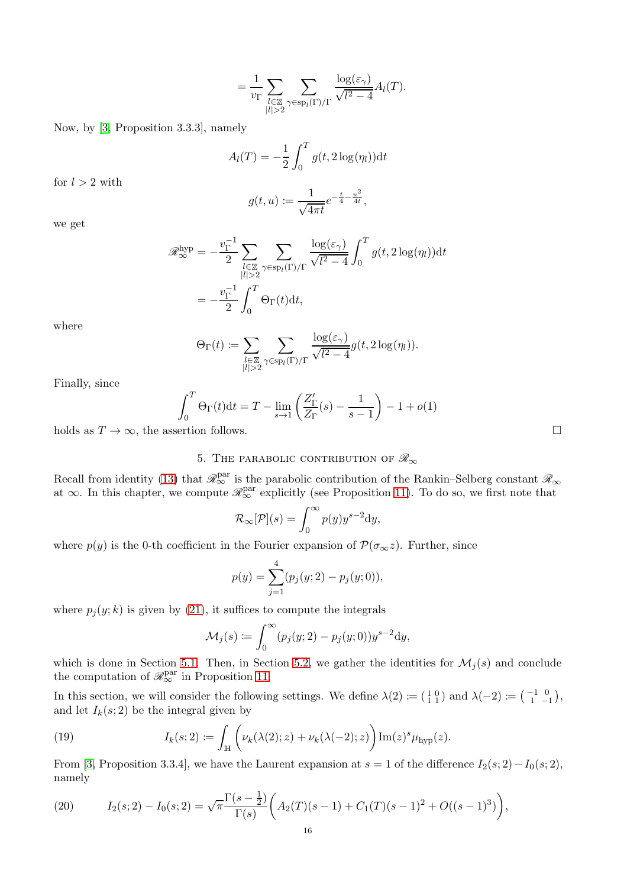$$= \frac{1}{v_\Gamma} \sum_{\substack{l\in\mathbb{Z}\\|l|>2}} \sum_{\gamma\in \mathrm{sp}_l(\Gamma)/\Gamma} \frac{\log(\varepsilon_\gamma)}{\sqrt{l^2-4}} A_l(T).$$

Now, by [3, Proposition 3.3.3], namely

$$A_l(T) = -\frac{1}{2}\int_0^T g(t, 2\log(\eta_l))\mathrm{d}t$$

for $l > 2$ with

$$g(t,u) := \frac{1}{\sqrt{4\pi t}} e^{-\frac{t}{4}-\frac{u^2}{4t}},$$

we get

$$\begin{aligned}
\mathscr{R}_\infty^{\mathrm{hyp}} &= -\frac{v_\Gamma^{-1}}{2} \sum_{\substack{l\in\mathbb{Z}\\|l|>2}} \sum_{\gamma\in \mathrm{sp}_l(\Gamma)/\Gamma} \frac{\log(\varepsilon_\gamma)}{\sqrt{l^2-4}} \int_0^T g(t, 2\log(\eta_l))\mathrm{d}t \\
&= -\frac{v_\Gamma^{-1}}{2}\int_0^T \Theta_\Gamma(t)\mathrm{d}t,
\end{aligned}$$

where

$$\Theta_\Gamma(t) := \sum_{\substack{l\in\mathbb{Z}\\|l|>2}} \sum_{\gamma\in \mathrm{sp}_l(\Gamma)/\Gamma} \frac{\log(\varepsilon_\gamma)}{\sqrt{l^2-4}} g(t, 2\log(\eta_l)).$$

Finally, since

$$\int_0^T \Theta_\Gamma(t)\mathrm{d}t = T - \lim_{s\to 1}\left(\frac{Z_\Gamma'}{Z_\Gamma}(s) - \frac{1}{s-1}\right) - 1 + o(1)$$

holds as $T\to\infty$, the assertion follows. □

## 5. The parabolic contribution of $\mathscr{R}_\infty$

Recall from identity (13) that $\mathscr{R}_\infty^{\mathrm{par}}$ is the parabolic contribution of the Rankin–Selberg constant $\mathscr{R}_\infty$ at $\infty$. In this chapter, we compute $\mathscr{R}_\infty^{\mathrm{par}}$ explicitly (see Proposition 11). To do so, we first note that

$$\mathcal{R}_\infty[\mathcal{P}](s) = \int_0^\infty p(y) y^{s-2}\mathrm{d}y,$$

where $p(y)$ is the 0-th coefficient in the Fourier expansion of $\mathcal{P}(\sigma_\infty z)$. Further, since

$$p(y) = \sum_{j=1}^4 (p_j(y;2) - p_j(y;0)),$$

where $p_j(y;k)$ is given by (21), it suffices to compute the integrals

$$\mathcal{M}_j(s) := \int_0^\infty (p_j(y;2) - p_j(y;0)) y^{s-2}\mathrm{d}y,$$

which is done in Section 5.1. Then, in Section 5.2, we gather the identities for $\mathcal{M}_j(s)$ and conclude the computation of $\mathscr{R}_\infty^{\mathrm{par}}$ in Proposition 11.

In this section, we will consider the following settings. We define $\lambda(2) := \left(\begin{smallmatrix}1&0\\1&1\end{smallmatrix}\right)$ and $\lambda(-2) := \left(\begin{smallmatrix}-1&0\\1&-1\end{smallmatrix}\right)$, and let $I_k(s;2)$ be the integral given by

$$I_k(s;2) := \int_{\mathbb{H}} \Big(\nu_k(\lambda(2);z) + \nu_k(\lambda(-2);z)\Big)\mathrm{Im}(z)^s \mu_{\mathrm{hyp}}(z). \tag{19}$$

From [3, Proposition 3.3.4], we have the Laurent expansion at $s=1$ of the difference $I_2(s;2) - I_0(s;2)$, namely

$$I_2(s;2) - I_0(s;2) = \sqrt{\pi}\frac{\Gamma(s-\frac{1}{2})}{\Gamma(s)}\Big(A_2(T)(s-1) + C_1(T)(s-1)^2 + O((s-1)^3)\Big), \tag{20}$$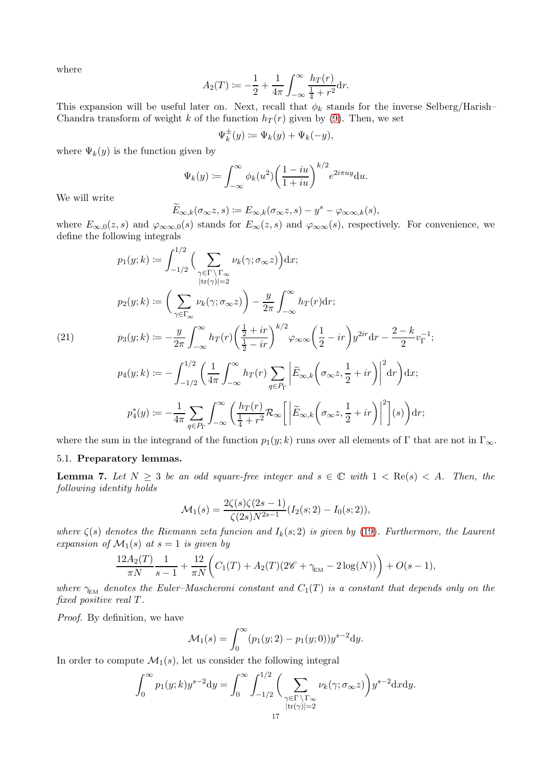where

$$A_2(T) := -\frac{1}{2} + \frac{1}{4\pi}\int_{-\infty}^{\infty} \frac{h_T(r)}{\frac{1}{4}+r^2}\mathrm{d}r.$$

This expansion will be useful later on. Next, recall that $\phi_k$ stands for the inverse Selberg/Harish–Chandra transform of weight $k$ of the function $h_T(r)$ given by (9). Then, we set

$$\Psi_k^{\pm}(y) := \Psi_k(y) + \Psi_k(-y),$$

where $\Psi_k(y)$ is the function given by

$$\Psi_k(y) := \int_{-\infty}^{\infty} \phi_k(u^2)\bigg(\frac{1-iu}{1+iu}\bigg)^{k/2} e^{2i\pi uy}\mathrm{d}u.$$

We will write

$$\widetilde{E}_{\infty,k}(\sigma_\infty z, s) := E_{\infty,k}(\sigma_\infty z, s) - y^s - \varphi_{\infty\infty,k}(s),$$

where $E_{\infty,0}(z,s)$ and $\varphi_{\infty\infty,0}(s)$ stands for $E_\infty(z,s)$ and $\varphi_{\infty\infty}(s)$, respectively. For convenience, we define the following integrals

$$
\begin{aligned}
p_1(y;k) &:= \int_{-1/2}^{1/2}\Big(\sum_{\substack{\gamma\in\Gamma\setminus\Gamma_\infty\\ |\mathrm{tr}(\gamma)|=2}} \nu_k(\gamma;\sigma_\infty z)\Big)\mathrm{d}x;\\
p_2(y;k) &:= \bigg(\sum_{\gamma\in\Gamma_\infty} \nu_k(\gamma;\sigma_\infty z)\bigg) - \frac{y}{2\pi}\int_{-\infty}^{\infty} h_T(r)\mathrm{d}r;\\
p_3(y;k) &:= -\frac{y}{2\pi}\int_{-\infty}^{\infty} h_T(r)\bigg(\frac{\frac{1}{2}+ir}{\frac{1}{2}-ir}\bigg)^{k/2}\varphi_{\infty\infty}\bigg(\frac{1}{2}-ir\bigg)y^{2ir}\mathrm{d}r - \frac{2-k}{2}v_\Gamma^{-1};\\
p_4(y;k) &:= -\int_{-1/2}^{1/2}\bigg(\frac{1}{4\pi}\int_{-\infty}^{\infty} h_T(r)\sum_{q\in P_\Gamma}\bigg|\widetilde{E}_{\infty,k}\bigg(\sigma_\infty z, \frac{1}{2}+ir\bigg)\bigg|^2\mathrm{d}r\bigg)\mathrm{d}x;\\
p_4^*(y) &:= -\frac{1}{4\pi}\sum_{q\in P_\Gamma}\int_{-\infty}^{\infty}\bigg(\frac{h_T(r)}{\frac{1}{4}+r^2}\mathcal{R}_\infty\bigg[\bigg|\widetilde{E}_{\infty,k}\bigg(\sigma_\infty z, \frac{1}{2}+ir\bigg)\bigg|^2\bigg](s)\bigg)\mathrm{d}r;
\end{aligned}
\tag{21}
$$

where the sum in the integrand of the function $p_1(y;k)$ runs over all elements of $\Gamma$ that are not in $\Gamma_\infty$.

### 5.1. Preparatory lemmas.

**Lemma 7.** *Let $N \geq 3$ be an odd square-free integer and $s \in \mathbb{C}$ with $1 < \mathrm{Re}(s) < A$. Then, the following identity holds*

$$\mathcal{M}_1(s) = \frac{2\zeta(s)\zeta(2s-1)}{\zeta(2s)N^{2s-1}}(I_2(s;2) - I_0(s;2)),$$

*where $\zeta(s)$ denotes the Riemann zeta funcion and $I_k(s;2)$ is given by (19). Furthermore, the Laurent expansion of $\mathcal{M}_1(s)$ at $s=1$ is given by*

$$\frac{12A_2(T)}{\pi N}\frac{1}{s-1} + \frac{12}{\pi N}\bigg(C_1(T) + A_2(T)(2\mathscr{C} + \gamma_{\mathrm{EM}} - 2\log(N))\bigg) + O(s-1),$$

*where $\gamma_{\mathrm{EM}}$ denotes the Euler–Mascheroni constant and $C_1(T)$ is a constant that depends only on the fixed positive real $T$.*

*Proof.* By definition, we have

$$\mathcal{M}_1(s) = \int_0^\infty (p_1(y;2) - p_1(y;0))y^{s-2}\mathrm{d}y.$$

In order to compute $\mathcal{M}_1(s)$, let us consider the following integral

$$\int_0^\infty p_1(y;k)y^{s-2}\mathrm{d}y = \int_0^\infty\int_{-1/2}^{1/2}\bigg(\sum_{\substack{\gamma\in\Gamma\setminus\Gamma_\infty\\ |\mathrm{tr}(\gamma)|=2}}\nu_k(\gamma;\sigma_\infty z)\bigg)y^{s-2}\mathrm{d}x\mathrm{d}y.$$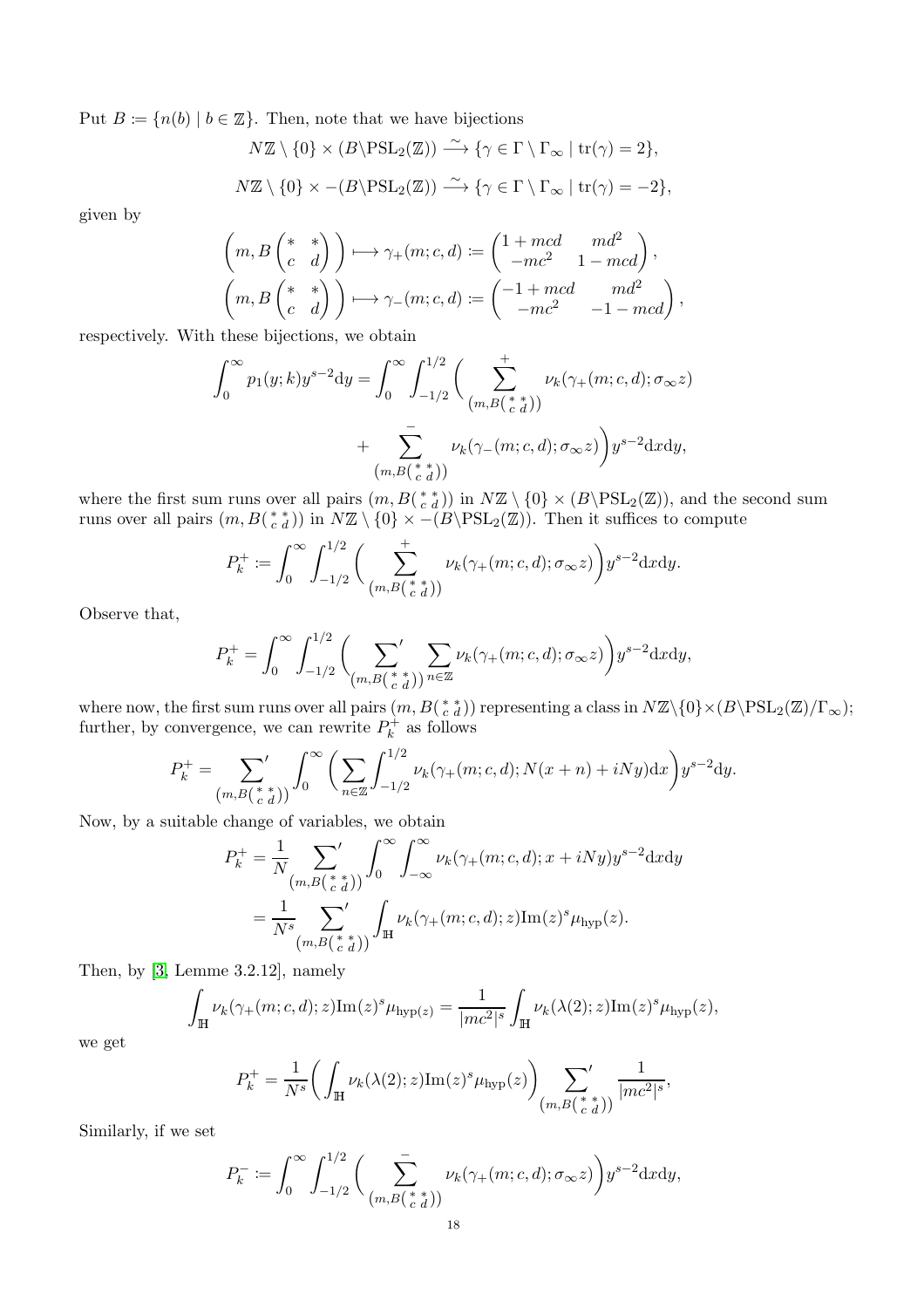Put $B := \{n(b) \mid b \in \mathbb{Z}\}$. Then, note that we have bijections

$$N\mathbb{Z} \setminus \{0\} \times (B\backslash \mathrm{PSL}_2(\mathbb{Z})) \xrightarrow{\sim} \{\gamma \in \Gamma \setminus \Gamma_\infty \mid \mathrm{tr}(\gamma) = 2\},$$

$$N\mathbb{Z} \setminus \{0\} \times -(B\backslash \mathrm{PSL}_2(\mathbb{Z})) \xrightarrow{\sim} \{\gamma \in \Gamma \setminus \Gamma_\infty \mid \mathrm{tr}(\gamma) = -2\},$$

given by

$$\left(m, B\begin{pmatrix} * & * \\ c & d \end{pmatrix}\right) \longmapsto \gamma_+(m; c, d) := \begin{pmatrix} 1 + mcd & md^2 \\ -mc^2 & 1 - mcd \end{pmatrix},$$
$$\left(m, B\begin{pmatrix} * & * \\ c & d \end{pmatrix}\right) \longmapsto \gamma_-(m; c, d) := \begin{pmatrix} -1 + mcd & md^2 \\ -mc^2 & -1 - mcd \end{pmatrix},$$

respectively. With these bijections, we obtain

$$\int_0^\infty p_1(y; k) y^{s-2} \mathrm{d}y = \int_0^\infty \int_{-1/2}^{1/2} \Bigg( \sum_{\left(m, B\left(\begin{smallmatrix} * & * \\ c & d \end{smallmatrix}\right)\right)}^{+} \nu_k(\gamma_+(m; c, d); \sigma_\infty z)$$
$$+ \sum_{\left(m, B\left(\begin{smallmatrix} * & * \\ c & d \end{smallmatrix}\right)\right)}^{-} \nu_k(\gamma_-(m; c, d); \sigma_\infty z) \Bigg) y^{s-2} \mathrm{d}x \mathrm{d}y,$$

where the first sum runs over all pairs $(m, B\left(\begin{smallmatrix} * & * \\ c & d \end{smallmatrix}\right))$ in $N\mathbb{Z} \setminus \{0\} \times (B\backslash \mathrm{PSL}_2(\mathbb{Z}))$, and the second sum runs over all pairs $(m, B\left(\begin{smallmatrix} * & * \\ c & d \end{smallmatrix}\right))$ in $N\mathbb{Z} \setminus \{0\} \times -(B\backslash \mathrm{PSL}_2(\mathbb{Z}))$. Then it suffices to compute

$$P_k^+ := \int_0^\infty \int_{-1/2}^{1/2} \Bigg( \sum_{\left(m, B\left(\begin{smallmatrix} * & * \\ c & d \end{smallmatrix}\right)\right)}^{+} \nu_k(\gamma_+(m; c, d); \sigma_\infty z) \Bigg) y^{s-2} \mathrm{d}x \mathrm{d}y.$$

Observe that,

$$P_k^+ = \int_0^\infty \int_{-1/2}^{1/2} \Bigg( \sideset{}{'}\sum_{\left(m, B\left(\begin{smallmatrix} * & * \\ c & d \end{smallmatrix}\right)\right)} \sum_{n \in \mathbb{Z}} \nu_k(\gamma_+(m; c, d); \sigma_\infty z) \Bigg) y^{s-2} \mathrm{d}x \mathrm{d}y,$$

where now, the first sum runs over all pairs $(m, B\left(\begin{smallmatrix} * & * \\ c & d \end{smallmatrix}\right))$ representing a class in $N\mathbb{Z}\setminus\{0\}\times(B\backslash \mathrm{PSL}_2(\mathbb{Z})/\Gamma_\infty)$; further, by convergence, we can rewrite $P_k^+$ as follows

$$P_k^+ = \sideset{}{'}\sum_{\left(m, \left(\begin{smallmatrix} * & * \\ c & d \end{smallmatrix}\right)\right)} \int_0^\infty \Bigg( \sum_{n \in \mathbb{Z}} \int_{-1/2}^{1/2} \nu_k(\gamma_+(m; c, d); N(x + n) + iNy) \mathrm{d}x \Bigg) y^{s-2} \mathrm{d}y.$$

Now, by a suitable change of variables, we obtain

$$\begin{aligned}
P_k^+ &= \frac{1}{N} \sideset{}{'}\sum_{\left(m, B\left(\begin{smallmatrix} * & * \\ c & d \end{smallmatrix}\right)\right)} \int_0^\infty \int_{-\infty}^\infty \nu_k(\gamma_+(m; c, d); x + iNy) y^{s-2} \mathrm{d}x \mathrm{d}y \\
&= \frac{1}{N^s} \sideset{}{'}\sum_{\left(m, B\left(\begin{smallmatrix} * & * \\ c & d \end{smallmatrix}\right)\right)} \int_{\mathbb{H}} \nu_k(\gamma_+(m; c, d); z) \mathrm{Im}(z)^s \mu_{\mathrm{hyp}}(z).
\end{aligned}$$

Then, by [3, Lemme 3.2.12], namely

$$\int_{\mathbb{H}} \nu_k(\gamma_+(m; c, d); z) \mathrm{Im}(z)^s \mu_{\mathrm{hyp}(z)} = \frac{1}{|mc^2|^s} \int_{\mathbb{H}} \nu_k(\lambda(2); z) \mathrm{Im}(z)^s \mu_{\mathrm{hyp}}(z),$$

we get

$$P_k^+ = \frac{1}{N^s} \Bigg( \int_{\mathbb{H}} \nu_k(\lambda(2); z) \mathrm{Im}(z)^s \mu_{\mathrm{hyp}}(z) \Bigg) \sideset{}{'}\sum_{\left(m, B\left(\begin{smallmatrix} * & * \\ c & d \end{smallmatrix}\right)\right)} \frac{1}{|mc^2|^s},$$

Similarly, if we set

$$P_k^- := \int_0^\infty \int_{-1/2}^{1/2} \Bigg( \sum_{\left(m, B\left(\begin{smallmatrix} * & * \\ c & d \end{smallmatrix}\right)\right)}^{-} \nu_k(\gamma_+(m; c, d); \sigma_\infty z) \Bigg) y^{s-2} \mathrm{d}x \mathrm{d}y,$$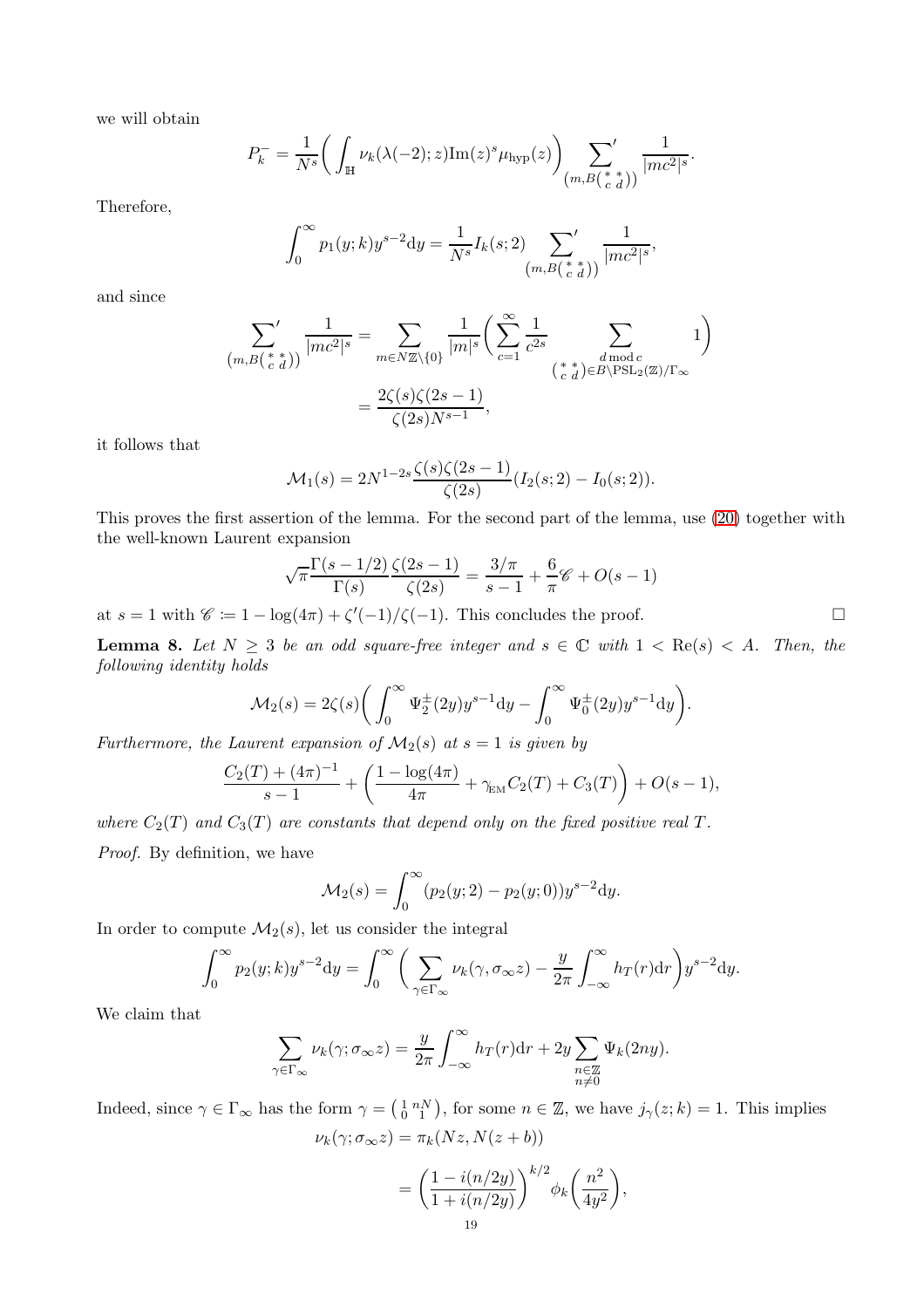we will obtain

$$P_k^- = \frac{1}{N^s}\bigg(\int_{\mathbb{H}} \nu_k(\lambda(-2);z)\mathrm{Im}(z)^s \mu_{\mathrm{hyp}}(z)\bigg) \sideset{}{'}\sum_{\left(m,B\left(\begin{smallmatrix} * & * \\ c & d\end{smallmatrix}\right)\right)} \frac{1}{|mc^2|^s}.$$

Therefore,

$$\int_0^\infty p_1(y;k)y^{s-2}\mathrm{d}y = \frac{1}{N^s} I_k(s;2) \sideset{}{'}\sum_{\left(m,B\left(\begin{smallmatrix} * & * \\ c & d\end{smallmatrix}\right)\right)} \frac{1}{|mc^2|^s},$$

and since

$$\begin{aligned}
\sideset{}{'}\sum_{\left(m,B\left(\begin{smallmatrix} * & * \\ c & d\end{smallmatrix}\right)\right)} \frac{1}{|mc^2|^s} &= \sum_{m \in N\mathbb{Z}\setminus\{0\}} \frac{1}{|m|^s}\bigg(\sum_{c=1}^\infty \frac{1}{c^{2s}} \sum_{\substack{d \bmod c \\ \left(\begin{smallmatrix} * & * \\ c & d\end{smallmatrix}\right) \in B\backslash \mathrm{PSL}_2(\mathbb{Z})/\Gamma_\infty}} 1\bigg) \\
&= \frac{2\zeta(s)\zeta(2s-1)}{\zeta(2s)N^{s-1}},
\end{aligned}$$

it follows that

$$\mathcal{M}_1(s) = 2N^{1-2s}\frac{\zeta(s)\zeta(2s-1)}{\zeta(2s)}(I_2(s;2) - I_0(s;2)).$$

This proves the first assertion of the lemma. For the second part of the lemma, use (20) together with the well-known Laurent expansion

$$\sqrt{\pi}\frac{\Gamma(s-1/2)}{\Gamma(s)}\frac{\zeta(2s-1)}{\zeta(2s)} = \frac{3/\pi}{s-1} + \frac{6}{\pi}\mathscr{C} + O(s-1)$$

at $s=1$ with $\mathscr{C} := 1 - \log(4\pi) + \zeta'(-1)/\zeta(-1)$. This concludes the proof. $\square$

**Lemma 8.** *Let $N \geq 3$ be an odd square-free integer and $s \in \mathbb{C}$ with $1 < \mathrm{Re}(s) < A$. Then, the following identity holds*

$$\mathcal{M}_2(s) = 2\zeta(s)\bigg(\int_0^\infty \Psi_2^\pm(2y)y^{s-1}\mathrm{d}y - \int_0^\infty \Psi_0^\pm(2y)y^{s-1}\mathrm{d}y\bigg).$$

*Furthermore, the Laurent expansion of $\mathcal{M}_2(s)$ at $s=1$ is given by*

$$\frac{C_2(T) + (4\pi)^{-1}}{s-1} + \bigg(\frac{1-\log(4\pi)}{4\pi} + \gamma_{\mathrm{EM}} C_2(T) + C_3(T)\bigg) + O(s-1),$$

*where $C_2(T)$ and $C_3(T)$ are constants that depend only on the fixed positive real $T$.*

*Proof.* By definition, we have

$$\mathcal{M}_2(s) = \int_0^\infty (p_2(y;2) - p_2(y;0))y^{s-2}\mathrm{d}y.$$

In order to compute $\mathcal{M}_2(s)$, let us consider the integral

$$\int_0^\infty p_2(y;k)y^{s-2}\mathrm{d}y = \int_0^\infty \bigg(\sum_{\gamma \in \Gamma_\infty} \nu_k(\gamma, \sigma_\infty z) - \frac{y}{2\pi}\int_{-\infty}^\infty h_T(r)\mathrm{d}r\bigg)y^{s-2}\mathrm{d}y.$$

We claim that

$$\sum_{\gamma \in \Gamma_\infty} \nu_k(\gamma;\sigma_\infty z) = \frac{y}{2\pi}\int_{-\infty}^\infty h_T(r)\mathrm{d}r + 2y\sum_{\substack{n \in \mathbb{Z} \\ n \neq 0}} \Psi_k(2ny).$$

Indeed, since $\gamma \in \Gamma_\infty$ has the form $\gamma = \left(\begin{smallmatrix} 1 & nN \\ 0 & 1\end{smallmatrix}\right)$, for some $n \in \mathbb{Z}$, we have $j_\gamma(z;k) = 1$. This implies

$$\begin{aligned}
\nu_k(\gamma;\sigma_\infty z) &= \pi_k(Nz, N(z+b)) \\
&= \bigg(\frac{1 - i(n/2y)}{1 + i(n/2y)}\bigg)^{k/2} \phi_k\bigg(\frac{n^2}{4y^2}\bigg),
\end{aligned}$$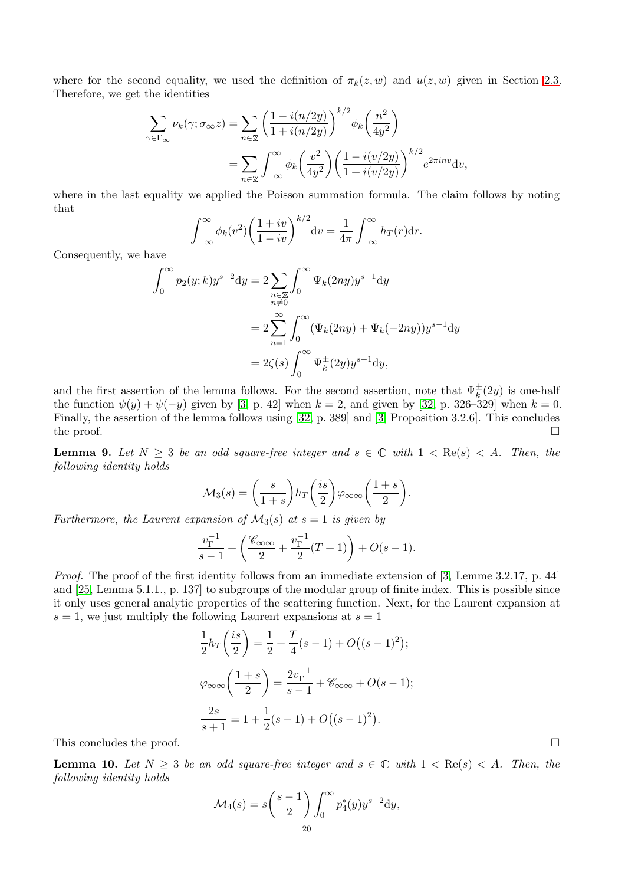where for the second equality, we used the definition of $\pi_k(z,w)$ and $u(z,w)$ given in Section 2.3. Therefore, we get the identities

$$\sum_{\gamma\in\Gamma_\infty}\nu_k(\gamma;\sigma_\infty z)=\sum_{n\in\mathbb{Z}}\left(\frac{1-i(n/2y)}{1+i(n/2y)}\right)^{k/2}\phi_k\left(\frac{n^2}{4y^2}\right)$$
$$=\sum_{n\in\mathbb{Z}}\int_{-\infty}^{\infty}\phi_k\left(\frac{v^2}{4y^2}\right)\left(\frac{1-i(v/2y)}{1+i(v/2y)}\right)^{k/2}e^{2\pi inv}\mathrm{d}v,$$

where in the last equality we applied the Poisson summation formula. The claim follows by noting that

$$\int_{-\infty}^{\infty}\phi_k(v^2)\left(\frac{1+iv}{1-iv}\right)^{k/2}\mathrm{d}v=\frac{1}{4\pi}\int_{-\infty}^{\infty}h_T(r)\mathrm{d}r.$$

Consequently, we have

$$\int_0^\infty p_2(y;k)y^{s-2}\mathrm{d}y=2\sum_{\substack{n\in\mathbb{Z}\\ n\neq 0}}\int_0^\infty\Psi_k(2ny)y^{s-1}\mathrm{d}y$$
$$=2\sum_{n=1}^{\infty}\int_0^\infty(\Psi_k(2ny)+\Psi_k(-2ny))y^{s-1}\mathrm{d}y$$
$$=2\zeta(s)\int_0^\infty\Psi_k^{\pm}(2y)y^{s-1}\mathrm{d}y,$$

and the first assertion of the lemma follows. For the second assertion, note that $\Psi_k^{\pm}(2y)$ is one-half the function $\psi(y)+\psi(-y)$ given by [3, p. 42] when $k=2$, and given by [32, p. 326–329] when $k=0$. Finally, the assertion of the lemma follows using [32, p. 389] and [3, Proposition 3.2.6]. This concludes the proof. □

**Lemma 9.** *Let $N\geq 3$ be an odd square-free integer and $s\in\mathbb{C}$ with $1<\mathrm{Re}(s)<A$. Then, the following identity holds*

$$\mathcal{M}_3(s)=\left(\frac{s}{1+s}\right)h_T\left(\frac{is}{2}\right)\varphi_{\infty\infty}\left(\frac{1+s}{2}\right).$$

*Furthermore, the Laurent expansion of $\mathcal{M}_3(s)$ at $s=1$ is given by*

$$\frac{v_\Gamma^{-1}}{s-1}+\left(\frac{\mathscr{C}_{\infty\infty}}{2}+\frac{v_\Gamma^{-1}}{2}(T+1)\right)+O(s-1).$$

*Proof.* The proof of the first identity follows from an immediate extension of [3, Lemme 3.2.17, p. 44] and [25, Lemma 5.1.1., p. 137] to subgroups of the modular group of finite index. This is possible since it only uses general analytic properties of the scattering function. Next, for the Laurent expansion at $s=1$, we just multiply the following Laurent expansions at $s=1$

$$\frac{1}{2}h_T\left(\frac{is}{2}\right)=\frac{1}{2}+\frac{T}{4}(s-1)+O\big((s-1)^2\big);$$

$$\varphi_{\infty\infty}\left(\frac{1+s}{2}\right)=\frac{2v_\Gamma^{-1}}{s-1}+\mathscr{C}_{\infty\infty}+O(s-1);$$

$$\frac{2s}{s+1}=1+\frac{1}{2}(s-1)+O\big((s-1)^2\big).$$

This concludes the proof. □

**Lemma 10.** *Let $N\geq 3$ be an odd square-free integer and $s\in\mathbb{C}$ with $1<\mathrm{Re}(s)<A$. Then, the following identity holds*

$$\mathcal{M}_4(s)=s\left(\frac{s-1}{2}\right)\int_0^\infty p_4^*(y)y^{s-2}\mathrm{d}y,$$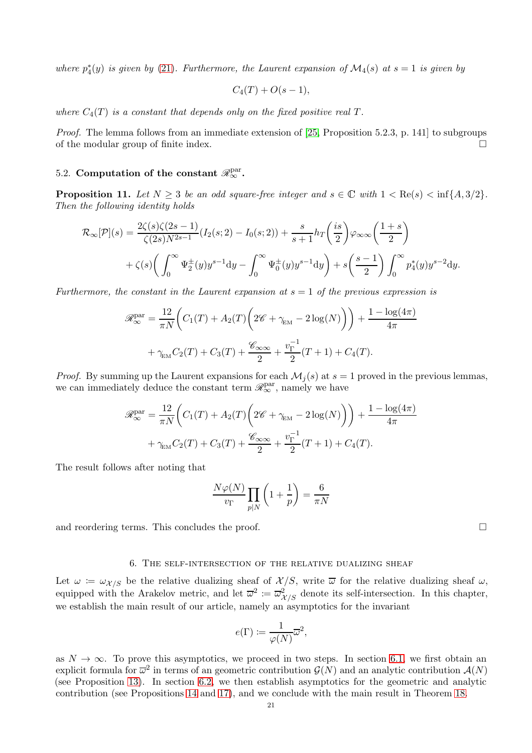*where $p_4^*(y)$ is given by (21). Furthermore, the Laurent expansion of $\mathcal{M}_4(s)$ at $s=1$ is given by*

$$C_4(T) + O(s-1),$$

*where $C_4(T)$ is a constant that depends only on the fixed positive real $T$.*

*Proof.* The lemma follows from an immediate extension of [25, Proposition 5.2.3, p. 141] to subgroups of the modular group of finite index. □

## 5.2. Computation of the constant $\mathscr{R}_\infty^{\mathrm{par}}$.

**Proposition 11.** *Let $N \geq 3$ be an odd square-free integer and $s \in \mathbb{C}$ with $1 < \mathrm{Re}(s) < \inf\{A, 3/2\}$. Then the following identity holds*

$$\mathcal{R}_\infty[\mathcal{P}](s) = \frac{2\zeta(s)\zeta(2s-1)}{\zeta(2s)N^{2s-1}}(I_2(s;2) - I_0(s;2)) + \frac{s}{s+1}h_T\left(\frac{is}{2}\right)\varphi_{\infty\infty}\left(\frac{1+s}{2}\right)$$

$$+ \zeta(s)\left(\int_0^\infty \Psi_2^{\pm}(y)y^{s-1}\mathrm{d}y - \int_0^\infty \Psi_0^{\pm}(y)y^{s-1}\mathrm{d}y\right) + s\left(\frac{s-1}{2}\right)\int_0^\infty p_4^*(y)y^{s-2}\mathrm{d}y.$$

*Furthermore, the constant in the Laurent expansion at $s=1$ of the previous expression is*

$$\mathscr{R}_\infty^{\mathrm{par}} = \frac{12}{\pi N}\left(C_1(T) + A_2(T)\left(2\mathscr{C} + \gamma_{\mathrm{EM}} - 2\log(N)\right)\right) + \frac{1-\log(4\pi)}{4\pi}$$

$$+ \gamma_{\mathrm{EM}}C_2(T) + C_3(T) + \frac{\mathscr{C}_{\infty\infty}}{2} + \frac{v_\Gamma^{-1}}{2}(T+1) + C_4(T).$$

*Proof.* By summing up the Laurent expansions for each $\mathcal{M}_j(s)$ at $s=1$ proved in the previous lemmas, we can immediately deduce the constant term $\mathscr{R}_\infty^{\mathrm{par}}$, namely we have

$$\mathscr{R}_\infty^{\mathrm{par}} = \frac{12}{\pi N}\left(C_1(T) + A_2(T)\left(2\mathscr{C} + \gamma_{\mathrm{EM}} - 2\log(N)\right)\right) + \frac{1-\log(4\pi)}{4\pi}$$

$$+ \gamma_{\mathrm{EM}}C_2(T) + C_3(T) + \frac{\mathscr{C}_{\infty\infty}}{2} + \frac{v_\Gamma^{-1}}{2}(T+1) + C_4(T).$$

The result follows after noting that

$$\frac{N\varphi(N)}{v_\Gamma}\prod_{p|N}\left(1+\frac{1}{p}\right) = \frac{6}{\pi N}$$

and reordering terms. This concludes the proof. □

# 6. The self-intersection of the relative dualizing sheaf

Let $\omega \coloneqq \omega_{\mathcal{X}/S}$ be the relative dualizing sheaf of $\mathcal{X}/S$, write $\overline{\omega}$ for the relative dualizing sheaf $\omega$, equipped with the Arakelov metric, and let $\overline{\omega}^2 \coloneqq \overline{\omega}^2_{\mathcal{X}/S}$ denote its self-intersection. In this chapter, we establish the main result of our article, namely an asymptotics for the invariant

$$e(\Gamma) \coloneqq \frac{1}{\varphi(N)}\overline{\omega}^2,$$

as $N \to \infty$. To prove this asymptotics, we proceed in two steps. In section 6.1, we first obtain an explicit formula for $\overline{\omega}^2$ in terms of an geometric contribution $\mathcal{G}(N)$ and an analytic contribution $\mathcal{A}(N)$ (see Proposition 13). In section 6.2, we then establish asymptotics for the geometric and analytic contribution (see Propositions 14 and 17), and we conclude with the main result in Theorem 18.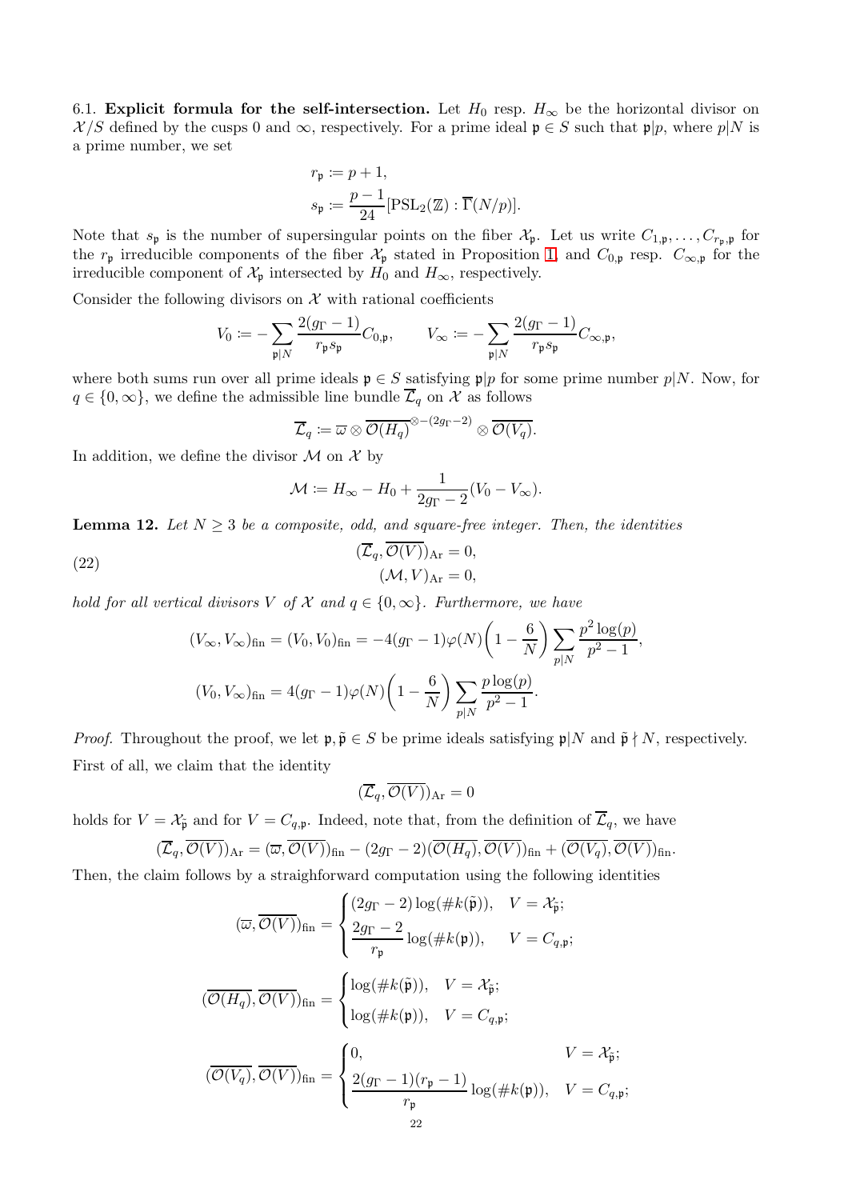6.1. **Explicit formula for the self-intersection.** Let $H_0$ resp. $H_\infty$ be the horizontal divisor on $\mathcal{X}/S$ defined by the cusps 0 and $\infty$, respectively. For a prime ideal $\mathfrak{p} \in S$ such that $\mathfrak{p}|p$, where $p|N$ is a prime number, we set

$$r_{\mathfrak{p}} := p+1,$$
$$s_{\mathfrak{p}} := \frac{p-1}{24}[\mathrm{PSL}_2(\mathbb{Z}) : \overline{\Gamma}(N/p)].$$

Note that $s_{\mathfrak{p}}$ is the number of supersingular points on the fiber $\mathcal{X}_{\mathfrak{p}}$. Let us write $C_{1,\mathfrak{p}}, \ldots, C_{r_{\mathfrak{p}},\mathfrak{p}}$ for the $r_{\mathfrak{p}}$ irreducible components of the fiber $\mathcal{X}_{\mathfrak{p}}$ stated in Proposition 1, and $C_{0,\mathfrak{p}}$ resp. $C_{\infty,\mathfrak{p}}$ for the irreducible component of $\mathcal{X}_{\mathfrak{p}}$ intersected by $H_0$ and $H_\infty$, respectively.

Consider the following divisors on $\mathcal{X}$ with rational coefficients

$$V_0 := -\sum_{\mathfrak{p}|N} \frac{2(g_\Gamma - 1)}{r_{\mathfrak{p}} s_{\mathfrak{p}}} C_{0,\mathfrak{p}}, \qquad V_\infty := -\sum_{\mathfrak{p}|N} \frac{2(g_\Gamma - 1)}{r_{\mathfrak{p}} s_{\mathfrak{p}}} C_{\infty,\mathfrak{p}},$$

where both sums run over all prime ideals $\mathfrak{p} \in S$ satisfying $\mathfrak{p}|p$ for some prime number $p|N$. Now, for $q \in \{0, \infty\}$, we define the admissible line bundle $\overline{\mathcal{L}}_q$ on $\mathcal{X}$ as follows

$$\overline{\mathcal{L}}_q := \overline{\omega} \otimes \overline{\mathcal{O}(H_q)}^{\otimes -(2g_\Gamma - 2)} \otimes \overline{\mathcal{O}(V_q)}.$$

In addition, we define the divisor $\mathcal{M}$ on $\mathcal{X}$ by

$$\mathcal{M} := H_\infty - H_0 + \frac{1}{2g_\Gamma - 2}(V_0 - V_\infty).$$

**Lemma 12.** *Let $N \geq 3$ be a composite, odd, and square-free integer. Then, the identities*

$$(\overline{\mathcal{L}}_q, \overline{\mathcal{O}(V)})_{\mathrm{Ar}} = 0,$$
$$(\mathcal{M}, V)_{\mathrm{Ar}} = 0, \tag{22}$$

*hold for all vertical divisors $V$ of $\mathcal{X}$ and $q \in \{0, \infty\}$. Furthermore, we have*

$$(V_\infty, V_\infty)_{\mathrm{fin}} = (V_0, V_0)_{\mathrm{fin}} = -4(g_\Gamma - 1)\varphi(N)\left(1 - \frac{6}{N}\right)\sum_{p|N} \frac{p^2 \log(p)}{p^2 - 1},$$

$$(V_0, V_\infty)_{\mathrm{fin}} = 4(g_\Gamma - 1)\varphi(N)\left(1 - \frac{6}{N}\right)\sum_{p|N} \frac{p \log(p)}{p^2 - 1}.$$

*Proof.* Throughout the proof, we let $\mathfrak{p}, \tilde{\mathfrak{p}} \in S$ be prime ideals satisfying $\mathfrak{p}|N$ and $\tilde{\mathfrak{p}} \nmid N$, respectively.

First of all, we claim that the identity

$$(\overline{\mathcal{L}}_q, \overline{\mathcal{O}(V)})_{\mathrm{Ar}} = 0$$

holds for $V = \mathcal{X}_{\tilde{\mathfrak{p}}}$ and for $V = C_{q,\mathfrak{p}}$. Indeed, note that, from the definition of $\overline{\mathcal{L}}_q$, we have

$$(\overline{\mathcal{L}}_q, \overline{\mathcal{O}(V)})_{\mathrm{Ar}} = (\overline{\omega}, \overline{\mathcal{O}(V)})_{\mathrm{fin}} - (2g_\Gamma - 2)(\overline{\mathcal{O}(H_q)}, \overline{\mathcal{O}(V)})_{\mathrm{fin}} + (\overline{\mathcal{O}(V_q)}, \overline{\mathcal{O}(V)})_{\mathrm{fin}}.$$

Then, the claim follows by a straighforward computation using the following identities

$$(\overline{\omega}, \overline{\mathcal{O}(V)})_{\mathrm{fin}} = \begin{cases} (2g_\Gamma - 2)\log(\#k(\tilde{\mathfrak{p}})), & V = \mathcal{X}_{\tilde{\mathfrak{p}}}; \\ \dfrac{2g_\Gamma - 2}{r_{\mathfrak{p}}}\log(\#k(\mathfrak{p})), & V = C_{q,\mathfrak{p}}; \end{cases}$$

$$(\overline{\mathcal{O}(H_q)}, \overline{\mathcal{O}(V)})_{\mathrm{fin}} = \begin{cases} \log(\#k(\tilde{\mathfrak{p}})), & V = \mathcal{X}_{\tilde{\mathfrak{p}}}; \\ \log(\#k(\mathfrak{p})), & V = C_{q,\mathfrak{p}}; \end{cases}$$

$$(\overline{\mathcal{O}(V_q)}, \overline{\mathcal{O}(V)})_{\mathrm{fin}} = \begin{cases} 0, & V = \mathcal{X}_{\tilde{\mathfrak{p}}}; \\ \dfrac{2(g_\Gamma - 1)(r_{\mathfrak{p}} - 1)}{r_{\mathfrak{p}}}\log(\#k(\mathfrak{p})), & V = C_{q,\mathfrak{p}}; \end{cases}$$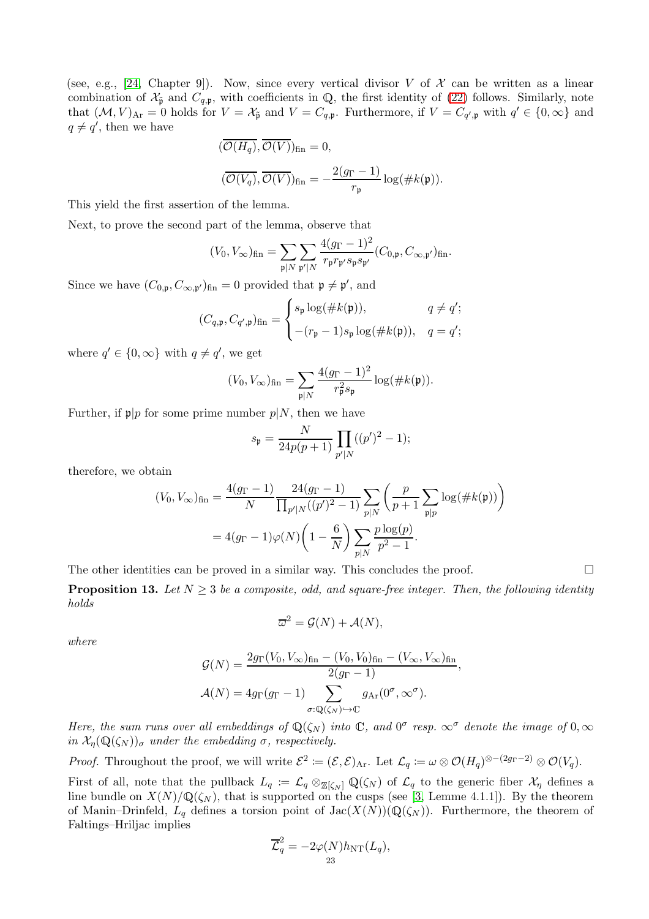(see, e.g., [24, Chapter 9]). Now, since every vertical divisor $V$ of $\mathcal{X}$ can be written as a linear combination of $\mathcal{X}_{\tilde{\mathfrak{p}}}$ and $C_{q,\mathfrak{p}}$, with coefficients in $\mathbb{Q}$, the first identity of (22) follows. Similarly, note that $(\mathcal{M}, V)_{\mathrm{Ar}} = 0$ holds for $V = \mathcal{X}_{\tilde{\mathfrak{p}}}$ and $V = C_{q,\mathfrak{p}}$. Furthermore, if $V = C_{q',\mathfrak{p}}$ with $q' \in \{0, \infty\}$ and $q \neq q'$, then we have

$$
(\overline{\mathcal{O}(H_q)}, \overline{\mathcal{O}(V)})_{\mathrm{fin}} = 0,
$$

$$
(\overline{\mathcal{O}(V_q)}, \overline{\mathcal{O}(V)})_{\mathrm{fin}} = -\frac{2(g_\Gamma - 1)}{r_{\mathfrak{p}}} \log(\# k(\mathfrak{p})).
$$

This yield the first assertion of the lemma.

Next, to prove the second part of the lemma, observe that

$$
(V_0, V_\infty)_{\mathrm{fin}} = \sum_{\mathfrak{p}|N} \sum_{\mathfrak{p}'|N} \frac{4(g_\Gamma - 1)^2}{r_{\mathfrak{p}} r_{\mathfrak{p}'} s_{\mathfrak{p}} s_{\mathfrak{p}'}} (C_{0,\mathfrak{p}}, C_{\infty,\mathfrak{p}'})_{\mathrm{fin}}.
$$

Since we have $(C_{0,\mathfrak{p}}, C_{\infty,\mathfrak{p}'})_{\mathrm{fin}} = 0$ provided that $\mathfrak{p} \neq \mathfrak{p}'$, and

$$
(C_{q,\mathfrak{p}}, C_{q',\mathfrak{p}})_{\mathrm{fin}} = \begin{cases} s_{\mathfrak{p}} \log(\# k(\mathfrak{p})), & q \neq q'; \\ -(r_{\mathfrak{p}} - 1) s_{\mathfrak{p}} \log(\# k(\mathfrak{p})), & q = q'; \end{cases}
$$

where $q' \in \{0, \infty\}$ with $q \neq q'$, we get

$$
(V_0, V_\infty)_{\mathrm{fin}} = \sum_{\mathfrak{p}|N} \frac{4(g_\Gamma - 1)^2}{r_{\mathfrak{p}}^2 s_{\mathfrak{p}}} \log(\# k(\mathfrak{p})).
$$

Further, if $\mathfrak{p}|p$ for some prime number $p|N$, then we have

$$
s_{\mathfrak{p}} = \frac{N}{24p(p+1)} \prod_{p'|N} ((p')^2 - 1);
$$

therefore, we obtain

$$
\begin{aligned}
(V_0, V_\infty)_{\mathrm{fin}} &= \frac{4(g_\Gamma - 1)}{N} \frac{24(g_\Gamma - 1)}{\prod_{p'|N}((p')^2 - 1)} \sum_{p|N} \left( \frac{p}{p+1} \sum_{\mathfrak{p}|p} \log(\# k(\mathfrak{p})) \right) \\
&= 4(g_\Gamma - 1)\varphi(N) \left( 1 - \frac{6}{N} \right) \sum_{p|N} \frac{p \log(p)}{p^2 - 1}.
\end{aligned}
$$

The other identities can be proved in a similar way. This concludes the proof. $\square$

**Proposition 13.** *Let $N \geq 3$ be a composite, odd, and square-free integer. Then, the following identity holds*

$$
\overline{\omega}^2 = \mathcal{G}(N) + \mathcal{A}(N),
$$

*where*

$$
\mathcal{G}(N) = \frac{2g_\Gamma (V_0, V_\infty)_{\mathrm{fin}} - (V_0, V_0)_{\mathrm{fin}} - (V_\infty, V_\infty)_{\mathrm{fin}}}{2(g_\Gamma - 1)},
$$

$$
\mathcal{A}(N) = 4g_\Gamma(g_\Gamma - 1) \sum_{\sigma : \mathbb{Q}(\zeta_N) \hookrightarrow \mathbb{C}} g_{\mathrm{Ar}}(0^\sigma, \infty^\sigma).
$$

*Here, the sum runs over all embeddings of $\mathbb{Q}(\zeta_N)$ into $\mathbb{C}$, and $0^\sigma$ resp. $\infty^\sigma$ denote the image of $0, \infty$ in $\mathcal{X}_\eta(\mathbb{Q}(\zeta_N))_\sigma$ under the embedding $\sigma$, respectively.*

*Proof.* Throughout the proof, we will write $\mathcal{E}^2 := (\mathcal{E}, \mathcal{E})_{\mathrm{Ar}}$. Let $\mathcal{L}_q := \omega \otimes \mathcal{O}(H_q)^{\otimes -(2g_\Gamma - 2)} \otimes \mathcal{O}(V_q)$.

First of all, note that the pullback $L_q := \mathcal{L}_q \otimes_{\mathbb{Z}[\zeta_N]} \mathbb{Q}(\zeta_N)$ of $\mathcal{L}_q$ to the generic fiber $\mathcal{X}_\eta$ defines a line bundle on $X(N)/\mathbb{Q}(\zeta_N)$, that is supported on the cusps (see [3, Lemme 4.1.1]). By the theorem of Manin–Drinfeld, $L_q$ defines a torsion point of $\mathrm{Jac}(X(N))(\mathbb{Q}(\zeta_N))$. Furthermore, the theorem of Faltings–Hriljac implies

$$
\overline{\mathcal{L}}_q^2 = -2\varphi(N) h_{\mathrm{NT}}(L_q),
$$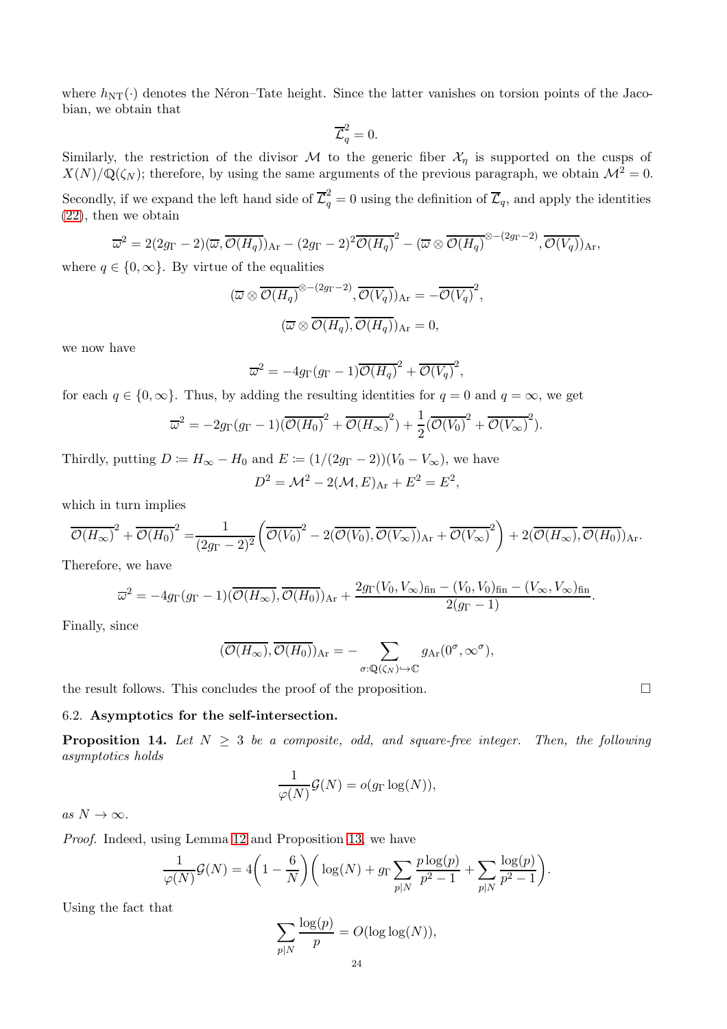where $h_{\mathrm{NT}}(\cdot)$ denotes the Néron–Tate height. Since the latter vanishes on torsion points of the Jacobian, we obtain that

$$\overline{\mathcal{L}}_q^2 = 0.$$

Similarly, the restriction of the divisor $\mathcal{M}$ to the generic fiber $\mathcal{X}_\eta$ is supported on the cusps of $X(N)/\mathbb{Q}(\zeta_N)$; therefore, by using the same arguments of the previous paragraph, we obtain $\mathcal{M}^2 = 0$.

Secondly, if we expand the left hand side of $\overline{\mathcal{L}}_q^2 = 0$ using the definition of $\overline{\mathcal{L}}_q$, and apply the identities (22), then we obtain

$$\overline{\omega}^2 = 2(2g_\Gamma - 2)(\overline{\omega}, \overline{\mathcal{O}(H_q)})_{\mathrm{Ar}} - (2g_\Gamma - 2)^2 \overline{\mathcal{O}(H_q)}^2 - (\overline{\omega} \otimes \overline{\mathcal{O}(H_q)}^{\otimes -(2g_\Gamma - 2)}, \overline{\mathcal{O}(V_q)})_{\mathrm{Ar}},$$

where $q \in \{0, \infty\}$. By virtue of the equalities

$$(\overline{\omega} \otimes \overline{\mathcal{O}(H_q)}^{\otimes -(2g_\Gamma - 2)}, \overline{\mathcal{O}(V_q)})_{\mathrm{Ar}} = -\overline{\mathcal{O}(V_q)}^2,$$

$$(\overline{\omega} \otimes \overline{\mathcal{O}(H_q)}, \overline{\mathcal{O}(H_q)})_{\mathrm{Ar}} = 0,$$

we now have

$$\overline{\omega}^2 = -4g_\Gamma(g_\Gamma - 1)\overline{\mathcal{O}(H_q)}^2 + \overline{\mathcal{O}(V_q)}^2,$$

for each $q \in \{0, \infty\}$. Thus, by adding the resulting identities for $q = 0$ and $q = \infty$, we get

$$\overline{\omega}^2 = -2g_\Gamma(g_\Gamma - 1)(\overline{\mathcal{O}(H_0)}^2 + \overline{\mathcal{O}(H_\infty)}^2) + \frac{1}{2}(\overline{\mathcal{O}(V_0)}^2 + \overline{\mathcal{O}(V_\infty)}^2).$$

Thirdly, putting $D \coloneqq H_\infty - H_0$ and $E \coloneqq (1/(2g_\Gamma - 2))(V_0 - V_\infty)$, we have

$$D^2 = \mathcal{M}^2 - 2(\mathcal{M}, E)_{\mathrm{Ar}} + E^2 = E^2,$$

which in turn implies

$$\overline{\mathcal{O}(H_\infty)}^2 + \overline{\mathcal{O}(H_0)}^2 = \frac{1}{(2g_\Gamma - 2)^2}\left(\overline{\mathcal{O}(V_0)}^2 - 2(\overline{\mathcal{O}(V_0)}, \overline{\mathcal{O}(V_\infty)})_{\mathrm{Ar}} + \overline{\mathcal{O}(V_\infty)}^2\right) + 2(\overline{\mathcal{O}(H_\infty)}, \overline{\mathcal{O}(H_0)})_{\mathrm{Ar}}.$$

Therefore, we have

$$\overline{\omega}^2 = -4g_\Gamma(g_\Gamma - 1)(\overline{\mathcal{O}(H_\infty)}, \overline{\mathcal{O}(H_0)})_{\mathrm{Ar}} + \frac{2g_\Gamma(V_0, V_\infty)_{\mathrm{fin}} - (V_0, V_0)_{\mathrm{fin}} - (V_\infty, V_\infty)_{\mathrm{fin}}}{2(g_\Gamma - 1)}.$$

Finally, since

$$(\overline{\mathcal{O}(H_\infty)}, \overline{\mathcal{O}(H_0)})_{\mathrm{Ar}} = -\sum_{\sigma : \mathbb{Q}(\zeta_N) \hookrightarrow \mathbb{C}} g_{\mathrm{Ar}}(0^\sigma, \infty^\sigma),$$

the result follows. This concludes the proof of the proposition. $\square$

### 6.2. Asymptotics for the self-intersection.

**Proposition 14.** *Let $N \geq 3$ be a composite, odd, and square-free integer. Then, the following asymptotics holds*

$$\frac{1}{\varphi(N)}\mathcal{G}(N) = o(g_\Gamma \log(N)),$$

*as $N \to \infty$.*

*Proof.* Indeed, using Lemma 12 and Proposition 13, we have

$$\frac{1}{\varphi(N)}\mathcal{G}(N) = 4\left(1 - \frac{6}{N}\right)\left(\log(N) + g_\Gamma \sum_{p|N} \frac{p\log(p)}{p^2 - 1} + \sum_{p|N} \frac{\log(p)}{p^2 - 1}\right).$$

Using the fact that

$$\sum_{p|N} \frac{\log(p)}{p} = O(\log\log(N)),$$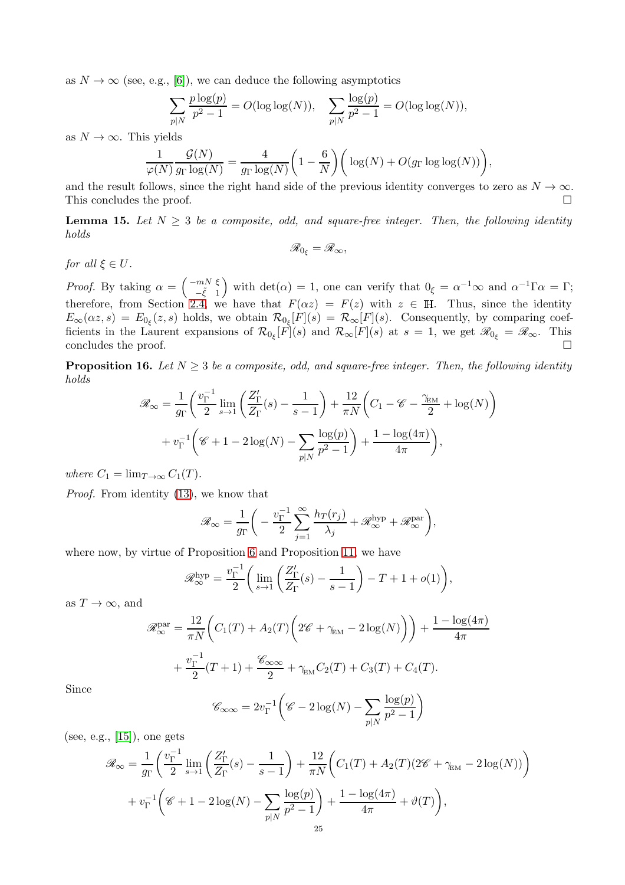as $N \to \infty$ (see, e.g., [6]), we can deduce the following asymptotics

$$\sum_{p|N} \frac{p\log(p)}{p^2-1} = O(\log\log(N)), \quad \sum_{p|N} \frac{\log(p)}{p^2-1} = O(\log\log(N)),$$

as $N \to \infty$. This yields

$$\frac{1}{\varphi(N)} \frac{\mathcal{G}(N)}{g_\Gamma \log(N)} = \frac{4}{g_\Gamma \log(N)}\bigg(1 - \frac{6}{N}\bigg)\bigg(\log(N) + O(g_\Gamma \log\log(N))\bigg),$$

and the result follows, since the right hand side of the previous identity converges to zero as $N \to \infty$. This concludes the proof. □

**Lemma 15.** *Let $N \geq 3$ be a composite, odd, and square-free integer. Then, the following identity holds*

$$\mathscr{R}_{0_\xi} = \mathscr{R}_\infty,$$

*for all $\xi \in U$.*

*Proof.* By taking $\alpha = \left(\begin{smallmatrix} -mN & \xi \\ -\tilde{\xi} & 1 \end{smallmatrix}\right)$ with $\det(\alpha) = 1$, one can verify that $0_\xi = \alpha^{-1}\infty$ and $\alpha^{-1}\Gamma\alpha = \Gamma$; therefore, from Section 2.4, we have that $F(\alpha z) = F(z)$ with $z \in \mathbb{H}$. Thus, since the identity $E_\infty(\alpha z, s) = E_{0_\xi}(z, s)$ holds, we obtain $\mathcal{R}_{0_\xi}[F](s) = \mathcal{R}_\infty[F](s)$. Consequently, by comparing coefficients in the Laurent expansions of $\mathcal{R}_{0_\xi}[F](s)$ and $\mathcal{R}_\infty[F](s)$ at $s = 1$, we get $\mathscr{R}_{0_\xi} = \mathscr{R}_\infty$. This concludes the proof. □

**Proposition 16.** *Let $N \geq 3$ be a composite, odd, and square-free integer. Then, the following identity holds*

$$\mathscr{R}_\infty = \frac{1}{g_\Gamma}\bigg(\frac{v_\Gamma^{-1}}{2}\lim_{s\to 1}\bigg(\frac{Z_\Gamma'}{Z_\Gamma}(s) - \frac{1}{s-1}\bigg) + \frac{12}{\pi N}\bigg(C_1 - \mathscr{C} - \frac{\gamma_{\mathrm{EM}}}{2} + \log(N)\bigg)$$
$$+ v_\Gamma^{-1}\bigg(\mathscr{C} + 1 - 2\log(N) - \sum_{p|N}\frac{\log(p)}{p^2-1}\bigg) + \frac{1-\log(4\pi)}{4\pi}\bigg),$$

*where $C_1 = \lim_{T\to\infty} C_1(T)$.*

*Proof.* From identity (13), we know that

$$\mathscr{R}_\infty = \frac{1}{g_\Gamma}\bigg(-\frac{v_\Gamma^{-1}}{2}\sum_{j=1}^\infty \frac{h_T(r_j)}{\lambda_j} + \mathscr{R}_\infty^{\mathrm{hyp}} + \mathscr{R}_\infty^{\mathrm{par}}\bigg),$$

where now, by virtue of Proposition 6 and Proposition 11, we have

$$\mathscr{R}_\infty^{\mathrm{hyp}} = \frac{v_\Gamma^{-1}}{2}\bigg(\lim_{s\to 1}\bigg(\frac{Z_\Gamma'}{Z_\Gamma}(s) - \frac{1}{s-1}\bigg) - T + 1 + o(1)\bigg),$$

as $T \to \infty$, and

$$\mathscr{R}_\infty^{\mathrm{par}} = \frac{12}{\pi N}\bigg(C_1(T) + A_2(T)\bigg(2\mathscr{C} + \gamma_{\mathrm{EM}} - 2\log(N)\bigg)\bigg) + \frac{1-\log(4\pi)}{4\pi}$$
$$+ \frac{v_\Gamma^{-1}}{2}(T+1) + \frac{\mathscr{C}_{\infty\infty}}{2} + \gamma_{\mathrm{EM}} C_2(T) + C_3(T) + C_4(T).$$

Since

$$\mathscr{C}_{\infty\infty} = 2v_\Gamma^{-1}\bigg(\mathscr{C} - 2\log(N) - \sum_{p|N}\frac{\log(p)}{p^2-1}\bigg)$$

(see, e.g., [15]), one gets

$$\mathscr{R}_\infty = \frac{1}{g_\Gamma}\bigg(\frac{v_\Gamma^{-1}}{2}\lim_{s\to 1}\bigg(\frac{Z_\Gamma'}{Z_\Gamma}(s) - \frac{1}{s-1}\bigg) + \frac{12}{\pi N}\bigg(C_1(T) + A_2(T)(2\mathscr{C} + \gamma_{\mathrm{EM}} - 2\log(N))\bigg)$$
$$+ v_\Gamma^{-1}\bigg(\mathscr{C} + 1 - 2\log(N) - \sum_{p|N}\frac{\log(p)}{p^2-1}\bigg) + \frac{1-\log(4\pi)}{4\pi} + \vartheta(T)\bigg),$$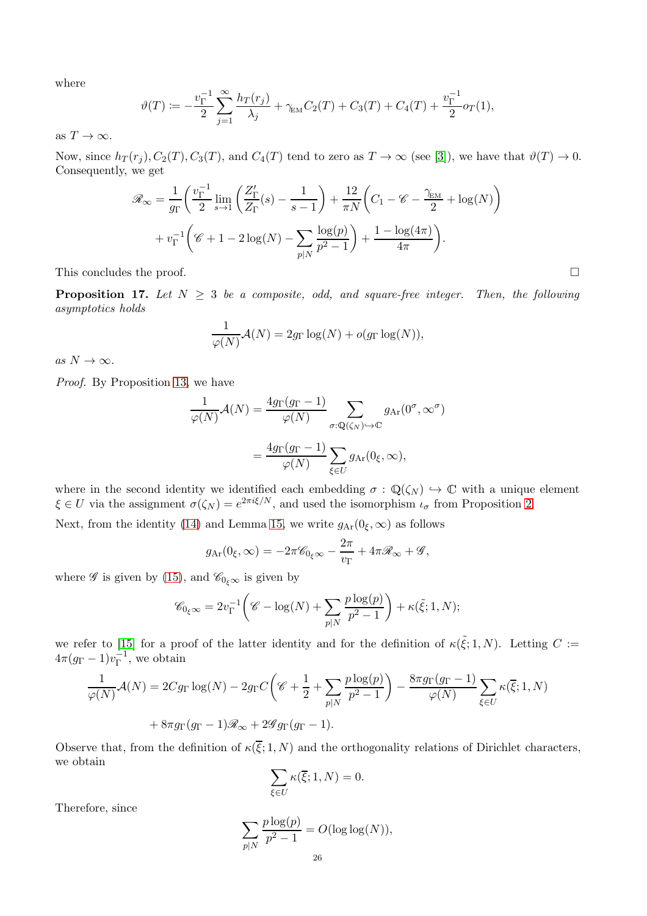where

$$\vartheta(T) := -\frac{v_\Gamma^{-1}}{2}\sum_{j=1}^{\infty}\frac{h_T(r_j)}{\lambda_j} + \gamma_{\mathrm{EM}} C_2(T) + C_3(T) + C_4(T) + \frac{v_\Gamma^{-1}}{2} o_T(1),$$

as $T \to \infty$.

Now, since $h_T(r_j), C_2(T), C_3(T)$, and $C_4(T)$ tend to zero as $T \to \infty$ (see [3]), we have that $\vartheta(T) \to 0$. Consequently, we get

$$\mathscr{R}_\infty = \frac{1}{g_\Gamma}\Bigg(\frac{v_\Gamma^{-1}}{2}\lim_{s\to 1}\left(\frac{Z_\Gamma'}{Z_\Gamma}(s) - \frac{1}{s-1}\right) + \frac{12}{\pi N}\left(C_1 - \mathscr{C} - \frac{\gamma_{\mathrm{EM}}}{2} + \log(N)\right)$$
$$+ v_\Gamma^{-1}\left(\mathscr{C} + 1 - 2\log(N) - \sum_{p\mid N}\frac{\log(p)}{p^2-1}\right) + \frac{1-\log(4\pi)}{4\pi}\Bigg).$$

This concludes the proof. $\square$

**Proposition 17.** *Let $N \geq 3$ be a composite, odd, and square-free integer. Then, the following asymptotics holds*

$$\frac{1}{\varphi(N)}\mathcal{A}(N) = 2g_\Gamma \log(N) + o(g_\Gamma \log(N)),$$

*as $N \to \infty$.*

*Proof.* By Proposition 13, we have

$$\frac{1}{\varphi(N)}\mathcal{A}(N) = \frac{4g_\Gamma(g_\Gamma - 1)}{\varphi(N)}\sum_{\sigma:\mathbb{Q}(\zeta_N)\hookrightarrow\mathbb{C}} g_{\mathrm{Ar}}(0^\sigma, \infty^\sigma)$$
$$= \frac{4g_\Gamma(g_\Gamma - 1)}{\varphi(N)}\sum_{\xi\in U} g_{\mathrm{Ar}}(0_\xi, \infty),$$

where in the second identity we identified each embedding $\sigma : \mathbb{Q}(\zeta_N) \hookrightarrow \mathbb{C}$ with a unique element $\xi \in U$ via the assignment $\sigma(\zeta_N) = e^{2\pi i\xi/N}$, and used the isomorphism $\iota_\sigma$ from Proposition 2.

Next, from the identity (14) and Lemma 15, we write $g_{\mathrm{Ar}}(0_\xi, \infty)$ as follows

$$g_{\mathrm{Ar}}(0_\xi, \infty) = -2\pi\mathscr{C}_{0_\xi\infty} - \frac{2\pi}{v_\Gamma} + 4\pi\mathscr{R}_\infty + \mathscr{G},$$

where $\mathscr{G}$ is given by (15), and $\mathscr{C}_{0_\xi\infty}$ is given by

$$\mathscr{C}_{0_\xi\infty} = 2v_\Gamma^{-1}\left(\mathscr{C} - \log(N) + \sum_{p\mid N}\frac{p\log(p)}{p^2-1}\right) + \kappa(\tilde{\xi}; 1, N);$$

we refer to [15] for a proof of the latter identity and for the definition of $\kappa(\tilde{\xi}; 1, N)$. Letting $C := 4\pi(g_\Gamma - 1)v_\Gamma^{-1}$, we obtain

$$\frac{1}{\varphi(N)}\mathcal{A}(N) = 2Cg_\Gamma\log(N) - 2g_\Gamma C\left(\mathscr{C} + \frac{1}{2} + \sum_{p\mid N}\frac{p\log(p)}{p^2-1}\right) - \frac{8\pi g_\Gamma(g_\Gamma - 1)}{\varphi(N)}\sum_{\xi\in U}\kappa(\overline{\xi}; 1, N)$$
$$+ 8\pi g_\Gamma(g_\Gamma - 1)\mathscr{R}_\infty + 2\mathscr{G}g_\Gamma(g_\Gamma - 1).$$

Observe that, from the definition of $\kappa(\overline{\xi}; 1, N)$ and the orthogonality relations of Dirichlet characters, we obtain

$$\sum_{\xi\in U}\kappa(\overline{\xi}; 1, N) = 0.$$

Therefore, since

$$\sum_{p\mid N}\frac{p\log(p)}{p^2-1} = O(\log\log(N)),$$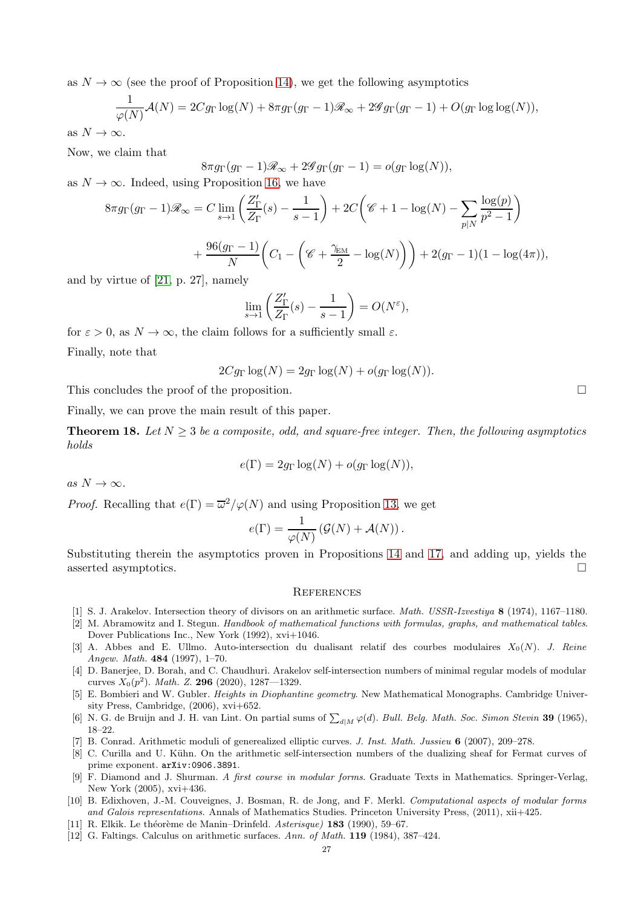as $N \to \infty$ (see the proof of Proposition 14), we get the following asymptotics

$$\frac{1}{\varphi(N)}\mathcal{A}(N) = 2Cg_\Gamma \log(N) + 8\pi g_\Gamma(g_\Gamma - 1)\mathscr{R}_\infty + 2\mathscr{G} g_\Gamma(g_\Gamma - 1) + O(g_\Gamma \log\log(N)),$$

as $N \to \infty$.

Now, we claim that

$$8\pi g_\Gamma(g_\Gamma - 1)\mathscr{R}_\infty + 2\mathscr{G} g_\Gamma(g_\Gamma - 1) = o(g_\Gamma \log(N)),$$

as $N \to \infty$. Indeed, using Proposition 16, we have

$$8\pi g_\Gamma(g_\Gamma - 1)\mathscr{R}_\infty = C \lim_{s\to 1}\left(\frac{Z_\Gamma'}{Z_\Gamma}(s) - \frac{1}{s-1}\right) + 2C\left(\mathscr{C} + 1 - \log(N) - \sum_{p|N}\frac{\log(p)}{p^2 - 1}\right)$$

$$+ \frac{96(g_\Gamma - 1)}{N}\left(C_1 - \left(\mathscr{C} + \frac{\gamma_{\mathrm{EM}}}{2} - \log(N)\right)\right) + 2(g_\Gamma - 1)(1 - \log(4\pi)),$$

and by virtue of [21, p. 27], namely

$$\lim_{s\to 1}\left(\frac{Z_\Gamma'}{Z_\Gamma}(s) - \frac{1}{s-1}\right) = O(N^\varepsilon),$$

for $\varepsilon > 0$, as $N \to \infty$, the claim follows for a sufficiently small $\varepsilon$.

Finally, note that

$$2Cg_\Gamma \log(N) = 2g_\Gamma \log(N) + o(g_\Gamma \log(N)).$$

This concludes the proof of the proposition. $\square$

Finally, we can prove the main result of this paper.

**Theorem 18.** *Let $N \geq 3$ be a composite, odd, and square-free integer. Then, the following asymptotics holds*

$$e(\Gamma) = 2g_\Gamma \log(N) + o(g_\Gamma \log(N)),$$

*as $N \to \infty$.*

*Proof.* Recalling that $e(\Gamma) = \overline{\omega}^2/\varphi(N)$ and using Proposition 13, we get

$$e(\Gamma) = \frac{1}{\varphi(N)}\left(\mathcal{G}(N) + \mathcal{A}(N)\right).$$

Substituting therein the asymptotics proven in Propositions 14 and 17, and adding up, yields the asserted asymptotics. $\square$

## References

[1] S. J. Arakelov. Intersection theory of divisors on an arithmetic surface. *Math. USSR-Izvestiya* **8** (1974), 1167–1180.

[2] M. Abramowitz and I. Stegun. *Handbook of mathematical functions with formulas, graphs, and mathematical tables*. Dover Publications Inc., New York (1992), xvi+1046.

[3] A. Abbes and E. Ullmo. Auto-intersection du dualisant relatif des courbes modulaires $X_0(N)$. *J. Reine Angew. Math.* **484** (1997), 1–70.

[4] D. Banerjee, D. Borah, and C. Chaudhuri. Arakelov self-intersection numbers of minimal regular models of modular curves $X_0(p^2)$. *Math. Z.* **296** (2020), 1287—1329.

[5] E. Bombieri and W. Gubler. *Heights in Diophantine geometry*. New Mathematical Monographs. Cambridge University Press, Cambridge, (2006), xvi+652.

[6] N. G. de Bruijn and J. H. van Lint. On partial sums of $\sum_{d|M}\varphi(d)$. *Bull. Belg. Math. Soc. Simon Stevin* **39** (1965), 18–22.

[7] B. Conrad. Arithmetic moduli of generealized elliptic curves. *J. Inst. Math. Jussieu* **6** (2007), 209–278.

[8] C. Curilla and U. Kühn. On the arithmetic self-intersection numbers of the dualizing sheaf for Fermat curves of prime exponent. arXiv:0906.3891.

[9] F. Diamond and J. Shurman. *A first course in modular forms*. Graduate Texts in Mathematics. Springer-Verlag, New York (2005), xvi+436.

[10] B. Edixhoven, J.-M. Couveignes, J. Bosman, R. de Jong, and F. Merkl. *Computational aspects of modular forms and Galois representations*. Annals of Mathematics Studies. Princeton University Press, (2011), xii+425.

[11] R. Elkik. Le théorème de Manin–Drinfeld. *Asterisque)* **183** (1990), 59–67.

[12] G. Faltings. Calculus on arithmetic surfaces. *Ann. of Math.* **119** (1984), 387–424.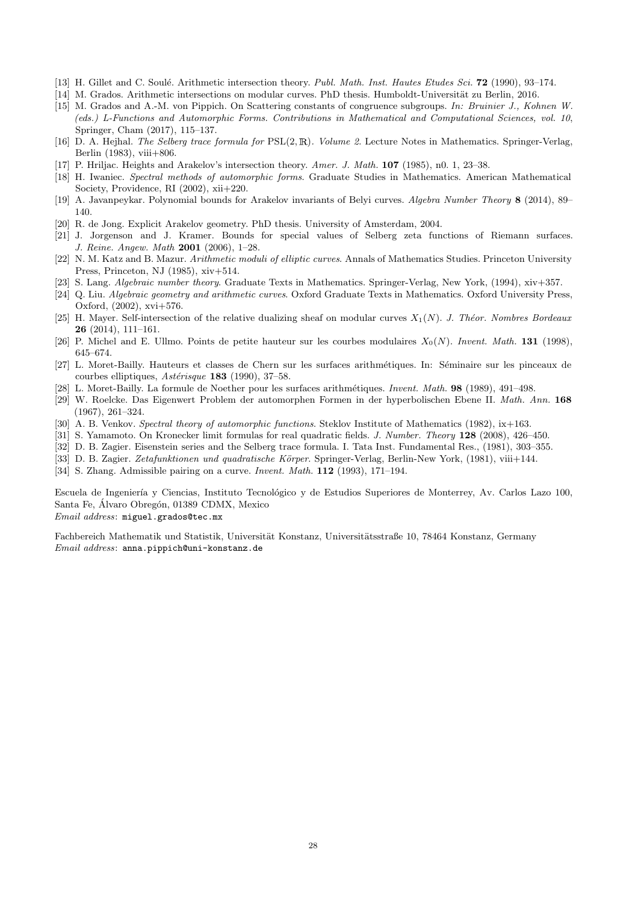[13] H. Gillet and C. Soulé. Arithmetic intersection theory. *Publ. Math. Inst. Hautes Etudes Sci.* **72** (1990), 93–174.

[14] M. Grados. Arithmetic intersections on modular curves. PhD thesis. Humboldt-Universität zu Berlin, 2016.

[15] M. Grados and A.-M. von Pippich. On Scattering constants of congruence subgroups. *In: Bruinier J., Kohnen W. (eds.) L-Functions and Automorphic Forms. Contributions in Mathematical and Computational Sciences, vol. 10*, Springer, Cham (2017), 115–137.

[16] D. A. Hejhal. *The Selberg trace formula for* $\mathrm{PSL}(2,\mathbb{R})$*. Volume 2*. Lecture Notes in Mathematics. Springer-Verlag, Berlin (1983), viii+806.

[17] P. Hriljac. Heights and Arakelov's intersection theory. *Amer. J. Math.* **107** (1985), n0. 1, 23–38.

[18] H. Iwaniec. *Spectral methods of automorphic forms*. Graduate Studies in Mathematics. American Mathematical Society, Providence, RI (2002), xii+220.

[19] A. Javanpeykar. Polynomial bounds for Arakelov invariants of Belyi curves. *Algebra Number Theory* **8** (2014), 89–140.

[20] R. de Jong. Explicit Arakelov geometry. PhD thesis. University of Amsterdam, 2004.

[21] J. Jorgenson and J. Kramer. Bounds for special values of Selberg zeta functions of Riemann surfaces. *J. Reine. Angew. Math* **2001** (2006), 1–28.

[22] N. M. Katz and B. Mazur. *Arithmetic moduli of elliptic curves*. Annals of Mathematics Studies. Princeton University Press, Princeton, NJ (1985), xiv+514.

[23] S. Lang. *Algebraic number theory*. Graduate Texts in Mathematics. Springer-Verlag, New York, (1994), xiv+357.

[24] Q. Liu. *Algebraic geometry and arithmetic curves*. Oxford Graduate Texts in Mathematics. Oxford University Press, Oxford, (2002), xvi+576.

[25] H. Mayer. Self-intersection of the relative dualizing sheaf on modular curves $X_1(N)$. *J. Théor. Nombres Bordeaux* **26** (2014), 111–161.

[26] P. Michel and E. Ullmo. Points de petite hauteur sur les courbes modulaires $X_0(N)$. *Invent. Math.* **131** (1998), 645–674.

[27] L. Moret-Bailly. Hauteurs et classes de Chern sur les surfaces arithmétiques. In: Séminaire sur les pinceaux de courbes elliptiques, *Astérisque* **183** (1990), 37–58.

[28] L. Moret-Bailly. La formule de Noether pour les surfaces arithmétiques. *Invent. Math.* **98** (1989), 491–498.

[29] W. Roelcke. Das Eigenwert Problem der automorphen Formen in der hyperbolischen Ebene II. *Math. Ann.* **168** (1967), 261–324.

[30] A. B. Venkov. *Spectral theory of automorphic functions*. Steklov Institute of Mathematics (1982), ix+163.

[31] S. Yamamoto. On Kronecker limit formulas for real quadratic fields. *J. Number. Theory* **128** (2008), 426–450.

[32] D. B. Zagier. Eisenstein series and the Selberg trace formula. I. Tata Inst. Fundamental Res., (1981), 303–355.

[33] D. B. Zagier. *Zetafunktionen und quadratische Körper*. Springer-Verlag, Berlin-New York, (1981), viii+144.

[34] S. Zhang. Admissible pairing on a curve. *Invent. Math.* **112** (1993), 171–194.

Escuela de Ingeniería y Ciencias, Instituto Tecnológico y de Estudios Superiores de Monterrey, Av. Carlos Lazo 100, Santa Fe, Álvaro Obregón, 01389 CDMX, Mexico
*Email address*: miguel.grados@tec.mx

Fachbereich Mathematik und Statistik, Universität Konstanz, Universitätsstraße 10, 78464 Konstanz, Germany
*Email address*: anna.pippich@uni-konstanz.de